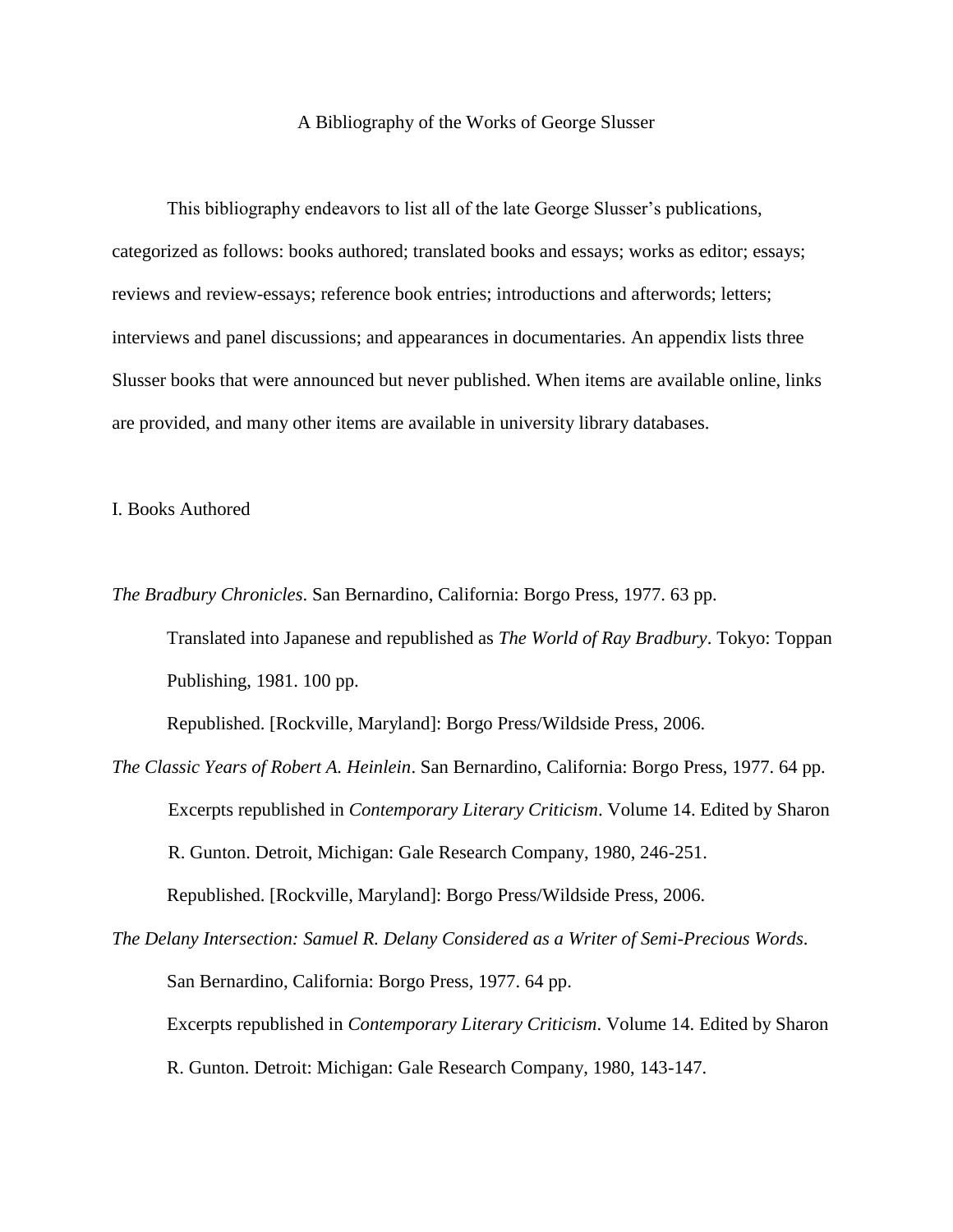# A Bibliography of the Works of George Slusser

This bibliography endeavors to list all of the late George Slusser's publications, categorized as follows: books authored; translated books and essays; works as editor; essays; reviews and review-essays; reference book entries; introductions and afterwords; letters; interviews and panel discussions; and appearances in documentaries. An appendix lists three Slusser books that were announced but never published. When items are available online, links are provided, and many other items are available in university library databases.

## I. Books Authored

*The Bradbury Chronicles*. San Bernardino, California: Borgo Press, 1977. 63 pp.

> Translated into Japanese and republished as *The World of Ray Bradbury*. Tokyo: Toppan Publishing, 1981. 100 pp.
>
> Republished. [Rockville, Maryland]: Borgo Press/Wildside Press, 2006.

*The Classic Years of Robert A. Heinlein*. San Bernardino, California: Borgo Press, 1977. 64 pp.

> Excerpts republished in *Contemporary Literary Criticism*. Volume 14. Edited by Sharon R. Gunton. Detroit, Michigan: Gale Research Company, 1980, 246-251.
>
> Republished. [Rockville, Maryland]: Borgo Press/Wildside Press, 2006.

*The Delany Intersection: Samuel R. Delany Considered as a Writer of Semi-Precious Words*. San Bernardino, California: Borgo Press, 1977. 64 pp.

> Excerpts republished in *Contemporary Literary Criticism*. Volume 14. Edited by Sharon R. Gunton. Detroit: Michigan: Gale Research Company, 1980, 143-147.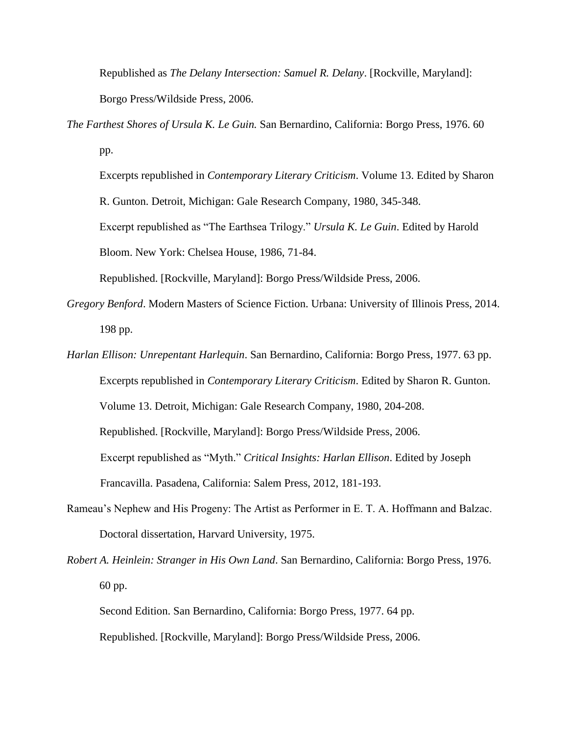Republished as *The Delany Intersection: Samuel R. Delany*. [Rockville, Maryland]: Borgo Press/Wildside Press, 2006.

*The Farthest Shores of Ursula K. Le Guin.* San Bernardino, California: Borgo Press, 1976. 60 pp.

Excerpts republished in *Contemporary Literary Criticism*. Volume 13. Edited by Sharon R. Gunton. Detroit, Michigan: Gale Research Company, 1980, 345-348.

Excerpt republished as "The Earthsea Trilogy." *Ursula K. Le Guin*. Edited by Harold Bloom. New York: Chelsea House, 1986, 71-84.

Republished. [Rockville, Maryland]: Borgo Press/Wildside Press, 2006.

*Gregory Benford*. Modern Masters of Science Fiction. Urbana: University of Illinois Press, 2014. 198 pp.

*Harlan Ellison: Unrepentant Harlequin*. San Bernardino, California: Borgo Press, 1977. 63 pp.

Excerpts republished in *Contemporary Literary Criticism*. Edited by Sharon R. Gunton. Volume 13. Detroit, Michigan: Gale Research Company, 1980, 204-208.

Republished. [Rockville, Maryland]: Borgo Press/Wildside Press, 2006.

Excerpt republished as "Myth." *Critical Insights: Harlan Ellison*. Edited by Joseph Francavilla. Pasadena, California: Salem Press, 2012, 181-193.

Rameau's Nephew and His Progeny: The Artist as Performer in E. T. A. Hoffmann and Balzac. Doctoral dissertation, Harvard University, 1975.

*Robert A. Heinlein: Stranger in His Own Land*. San Bernardino, California: Borgo Press, 1976. 60 pp.

Second Edition. San Bernardino, California: Borgo Press, 1977. 64 pp.

Republished. [Rockville, Maryland]: Borgo Press/Wildside Press, 2006.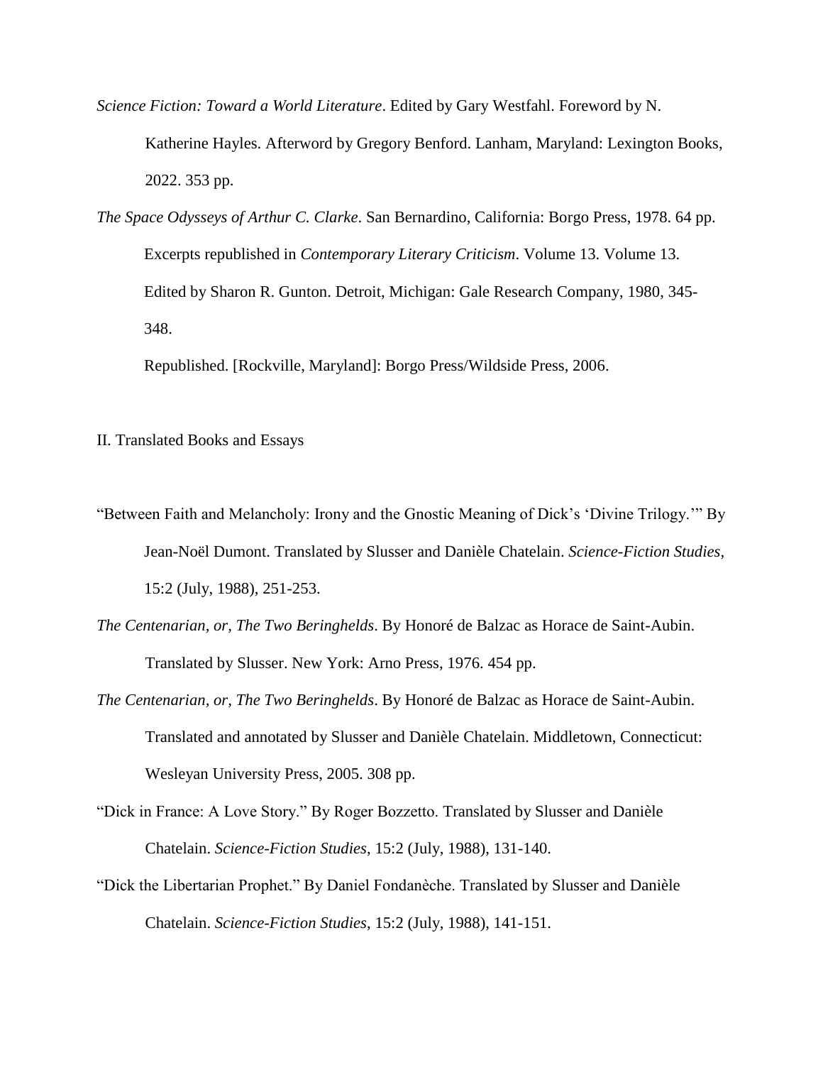*Science Fiction: Toward a World Literature*. Edited by Gary Westfahl. Foreword by N. Katherine Hayles. Afterword by Gregory Benford. Lanham, Maryland: Lexington Books, 2022. 353 pp.

*The Space Odysseys of Arthur C. Clarke*. San Bernardino, California: Borgo Press, 1978. 64 pp.

Excerpts republished in *Contemporary Literary Criticism*. Volume 13. Volume 13. Edited by Sharon R. Gunton. Detroit, Michigan: Gale Research Company, 1980, 345-348.

Republished. [Rockville, Maryland]: Borgo Press/Wildside Press, 2006.

II. Translated Books and Essays

"Between Faith and Melancholy: Irony and the Gnostic Meaning of Dick's 'Divine Trilogy.'" By Jean-Noël Dumont. Translated by Slusser and Danièle Chatelain. *Science-Fiction Studies*, 15:2 (July, 1988), 251-253.

*The Centenarian, or, The Two Beringhelds*. By Honoré de Balzac as Horace de Saint-Aubin. Translated by Slusser. New York: Arno Press, 1976. 454 pp.

*The Centenarian, or, The Two Beringhelds*. By Honoré de Balzac as Horace de Saint-Aubin. Translated and annotated by Slusser and Danièle Chatelain. Middletown, Connecticut: Wesleyan University Press, 2005. 308 pp.

"Dick in France: A Love Story." By Roger Bozzetto. Translated by Slusser and Danièle Chatelain. *Science-Fiction Studies*, 15:2 (July, 1988), 131-140.

"Dick the Libertarian Prophet." By Daniel Fondanèche. Translated by Slusser and Danièle Chatelain. *Science-Fiction Studies*, 15:2 (July, 1988), 141-151.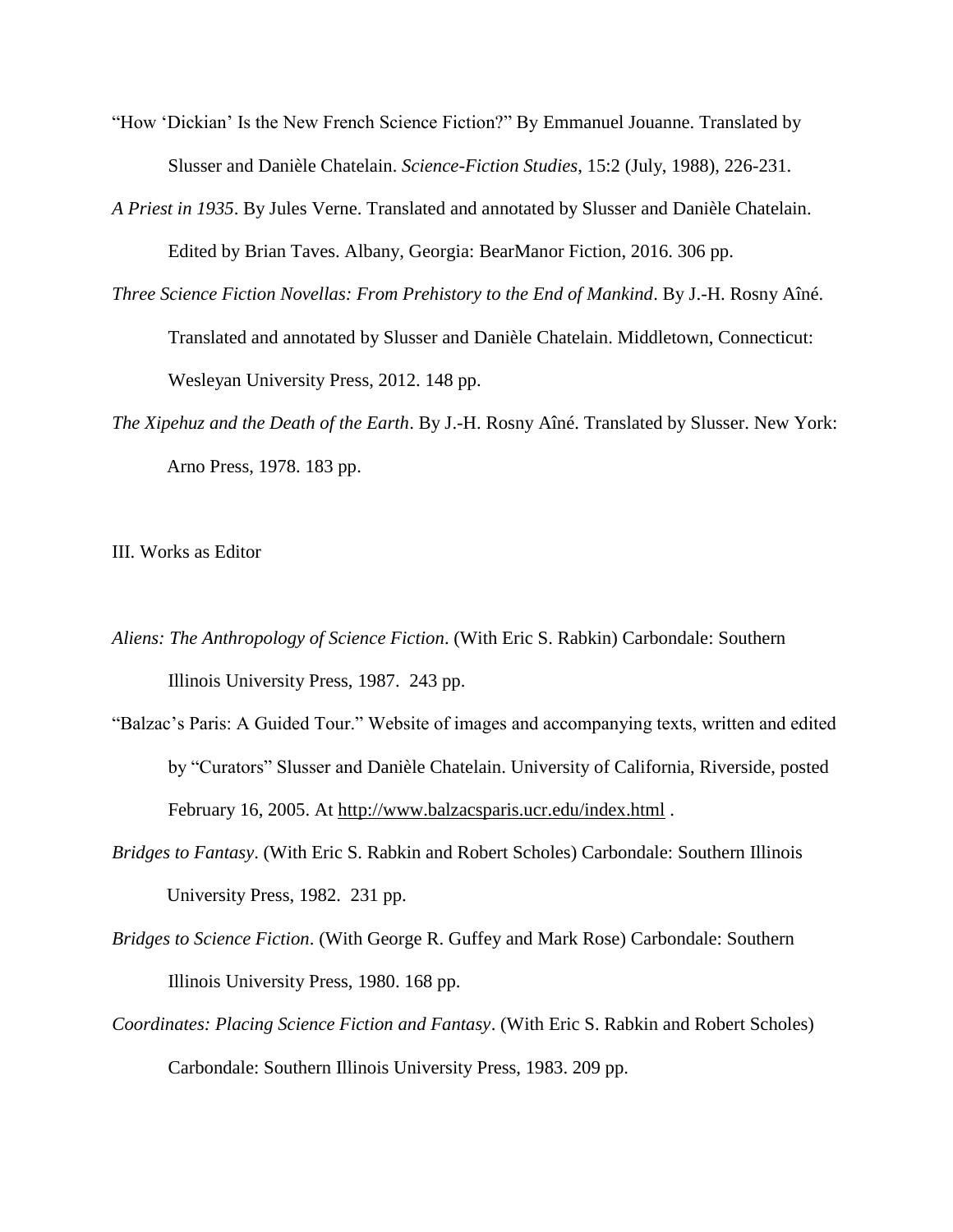"How 'Dickian' Is the New French Science Fiction?" By Emmanuel Jouanne. Translated by Slusser and Danièle Chatelain. *Science-Fiction Studies*, 15:2 (July, 1988), 226-231.

*A Priest in 1935*. By Jules Verne. Translated and annotated by Slusser and Danièle Chatelain. Edited by Brian Taves. Albany, Georgia: BearManor Fiction, 2016. 306 pp.

*Three Science Fiction Novellas: From Prehistory to the End of Mankind*. By J.-H. Rosny Aîné. Translated and annotated by Slusser and Danièle Chatelain. Middletown, Connecticut: Wesleyan University Press, 2012. 148 pp.

*The Xipehuz and the Death of the Earth*. By J.-H. Rosny Aîné. Translated by Slusser. New York: Arno Press, 1978. 183 pp.

III. Works as Editor

*Aliens: The Anthropology of Science Fiction*. (With Eric S. Rabkin) Carbondale: Southern Illinois University Press, 1987. 243 pp.

"Balzac's Paris: A Guided Tour." Website of images and accompanying texts, written and edited by "Curators" Slusser and Danièle Chatelain. University of California, Riverside, posted February 16, 2005. At http://www.balzacsparis.ucr.edu/index.html .

*Bridges to Fantasy*. (With Eric S. Rabkin and Robert Scholes) Carbondale: Southern Illinois University Press, 1982. 231 pp.

*Bridges to Science Fiction*. (With George R. Guffey and Mark Rose) Carbondale: Southern Illinois University Press, 1980. 168 pp.

*Coordinates: Placing Science Fiction and Fantasy*. (With Eric S. Rabkin and Robert Scholes) Carbondale: Southern Illinois University Press, 1983. 209 pp.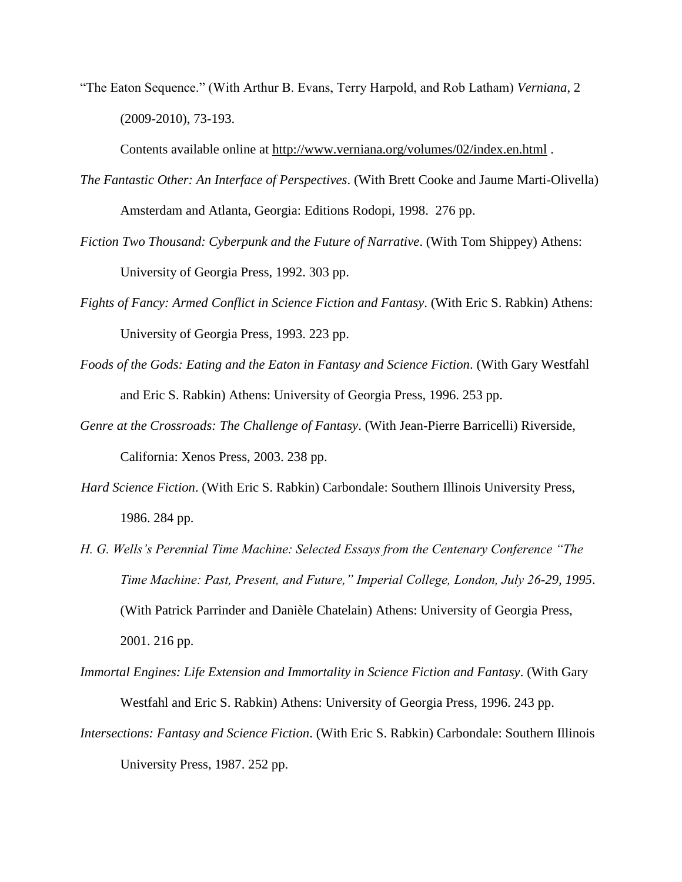"The Eaton Sequence." (With Arthur B. Evans, Terry Harpold, and Rob Latham) *Verniana*, 2 (2009-2010), 73-193.

Contents available online at http://www.verniana.org/volumes/02/index.en.html .

*The Fantastic Other: An Interface of Perspectives*. (With Brett Cooke and Jaume Marti-Olivella) Amsterdam and Atlanta, Georgia: Editions Rodopi, 1998. 276 pp.

*Fiction Two Thousand: Cyberpunk and the Future of Narrative*. (With Tom Shippey) Athens: University of Georgia Press, 1992. 303 pp.

*Fights of Fancy: Armed Conflict in Science Fiction and Fantasy*. (With Eric S. Rabkin) Athens: University of Georgia Press, 1993. 223 pp.

*Foods of the Gods: Eating and the Eaton in Fantasy and Science Fiction*. (With Gary Westfahl and Eric S. Rabkin) Athens: University of Georgia Press, 1996. 253 pp.

*Genre at the Crossroads: The Challenge of Fantasy*. (With Jean-Pierre Barricelli) Riverside, California: Xenos Press, 2003. 238 pp.

*Hard Science Fiction*. (With Eric S. Rabkin) Carbondale: Southern Illinois University Press, 1986. 284 pp.

*H. G. Wells's Perennial Time Machine: Selected Essays from the Centenary Conference "The Time Machine: Past, Present, and Future," Imperial College, London, July 26-29, 1995*. (With Patrick Parrinder and Danièle Chatelain) Athens: University of Georgia Press, 2001. 216 pp.

*Immortal Engines: Life Extension and Immortality in Science Fiction and Fantasy*. (With Gary Westfahl and Eric S. Rabkin) Athens: University of Georgia Press, 1996. 243 pp.

*Intersections: Fantasy and Science Fiction*. (With Eric S. Rabkin) Carbondale: Southern Illinois University Press, 1987. 252 pp.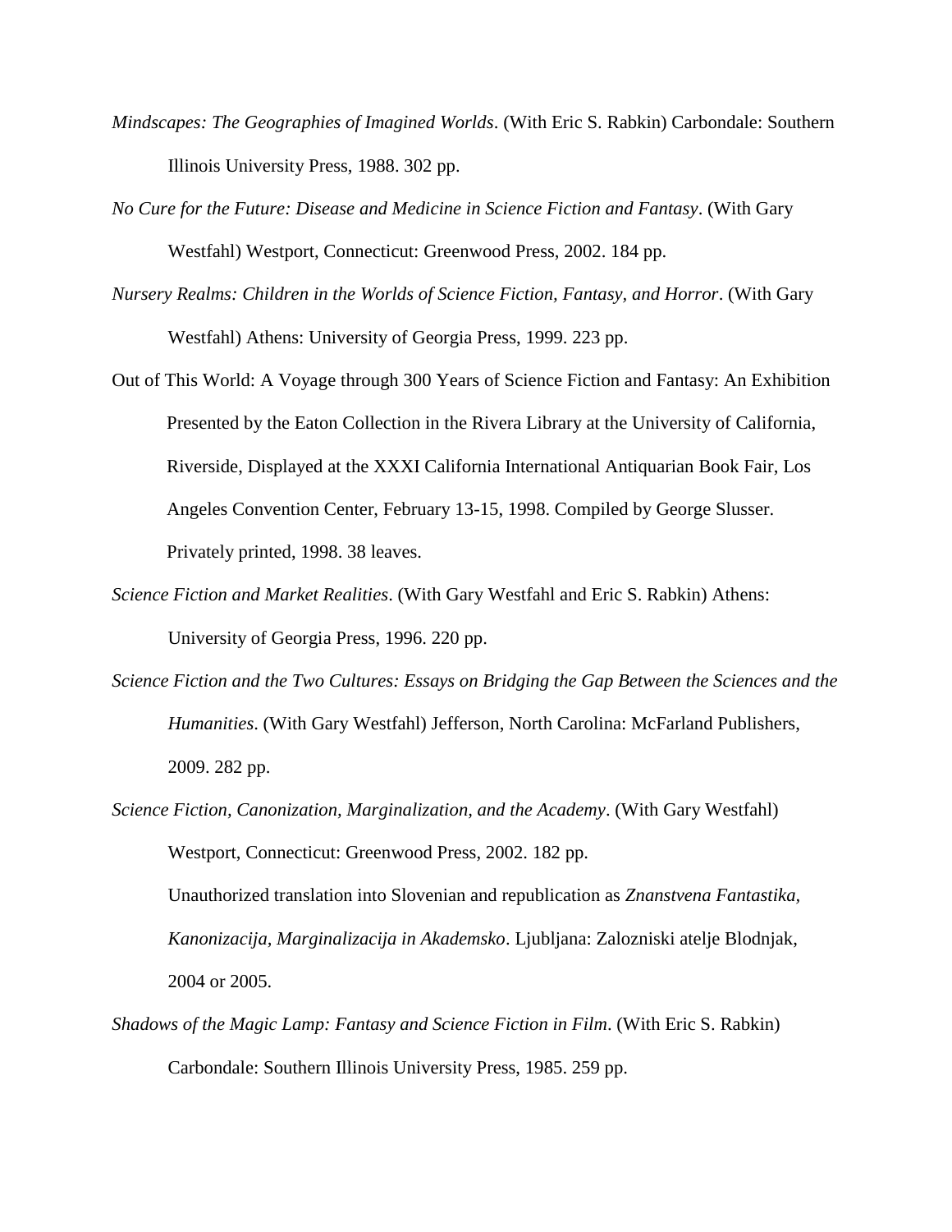*Mindscapes: The Geographies of Imagined Worlds*. (With Eric S. Rabkin) Carbondale: Southern Illinois University Press, 1988. 302 pp.

*No Cure for the Future: Disease and Medicine in Science Fiction and Fantasy*. (With Gary Westfahl) Westport, Connecticut: Greenwood Press, 2002. 184 pp.

*Nursery Realms: Children in the Worlds of Science Fiction, Fantasy, and Horror*. (With Gary Westfahl) Athens: University of Georgia Press, 1999. 223 pp.

Out of This World: A Voyage through 300 Years of Science Fiction and Fantasy: An Exhibition Presented by the Eaton Collection in the Rivera Library at the University of California, Riverside, Displayed at the XXXI California International Antiquarian Book Fair, Los Angeles Convention Center, February 13-15, 1998. Compiled by George Slusser. Privately printed, 1998. 38 leaves.

*Science Fiction and Market Realities*. (With Gary Westfahl and Eric S. Rabkin) Athens: University of Georgia Press, 1996. 220 pp.

*Science Fiction and the Two Cultures: Essays on Bridging the Gap Between the Sciences and the Humanities*. (With Gary Westfahl) Jefferson, North Carolina: McFarland Publishers, 2009. 282 pp.

*Science Fiction, Canonization, Marginalization, and the Academy*. (With Gary Westfahl) Westport, Connecticut: Greenwood Press, 2002. 182 pp.

Unauthorized translation into Slovenian and republication as *Znanstvena Fantastika, Kanonizacija, Marginalizacija in Akademsko*. Ljubljana: Zalozniski atelje Blodnjak, 2004 or 2005.

*Shadows of the Magic Lamp: Fantasy and Science Fiction in Film*. (With Eric S. Rabkin) Carbondale: Southern Illinois University Press, 1985. 259 pp.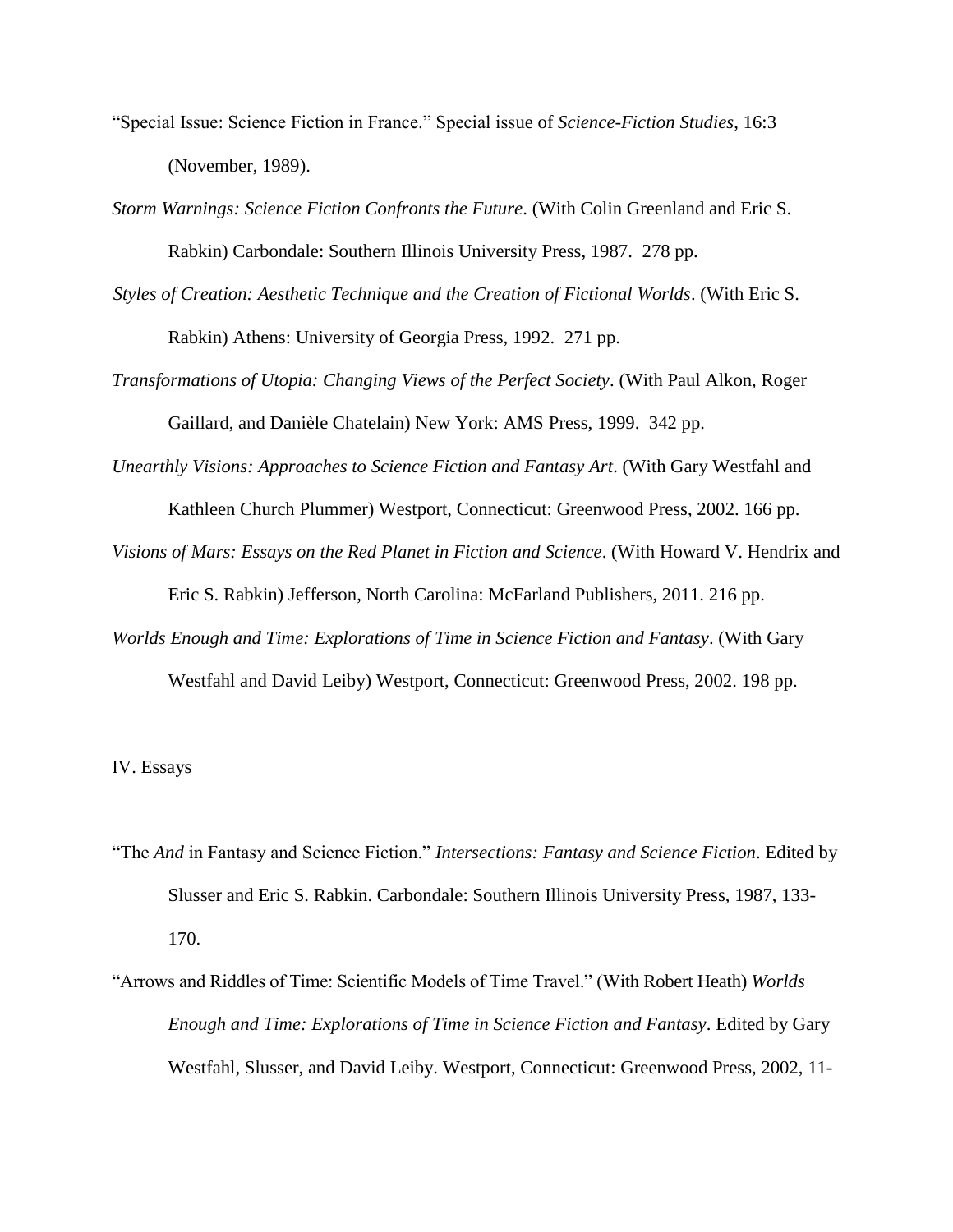"Special Issue: Science Fiction in France." Special issue of *Science-Fiction Studies*, 16:3 (November, 1989).

*Storm Warnings: Science Fiction Confronts the Future*. (With Colin Greenland and Eric S. Rabkin) Carbondale: Southern Illinois University Press, 1987. 278 pp.

*Styles of Creation: Aesthetic Technique and the Creation of Fictional Worlds*. (With Eric S. Rabkin) Athens: University of Georgia Press, 1992. 271 pp.

*Transformations of Utopia: Changing Views of the Perfect Society*. (With Paul Alkon, Roger Gaillard, and Danièle Chatelain) New York: AMS Press, 1999. 342 pp.

*Unearthly Visions: Approaches to Science Fiction and Fantasy Art*. (With Gary Westfahl and Kathleen Church Plummer) Westport, Connecticut: Greenwood Press, 2002. 166 pp.

*Visions of Mars: Essays on the Red Planet in Fiction and Science*. (With Howard V. Hendrix and Eric S. Rabkin) Jefferson, North Carolina: McFarland Publishers, 2011. 216 pp.

*Worlds Enough and Time: Explorations of Time in Science Fiction and Fantasy*. (With Gary Westfahl and David Leiby) Westport, Connecticut: Greenwood Press, 2002. 198 pp.

IV. Essays

"The *And* in Fantasy and Science Fiction." *Intersections: Fantasy and Science Fiction*. Edited by Slusser and Eric S. Rabkin. Carbondale: Southern Illinois University Press, 1987, 133-170.

"Arrows and Riddles of Time: Scientific Models of Time Travel." (With Robert Heath) *Worlds Enough and Time: Explorations of Time in Science Fiction and Fantasy*. Edited by Gary Westfahl, Slusser, and David Leiby. Westport, Connecticut: Greenwood Press, 2002, 11-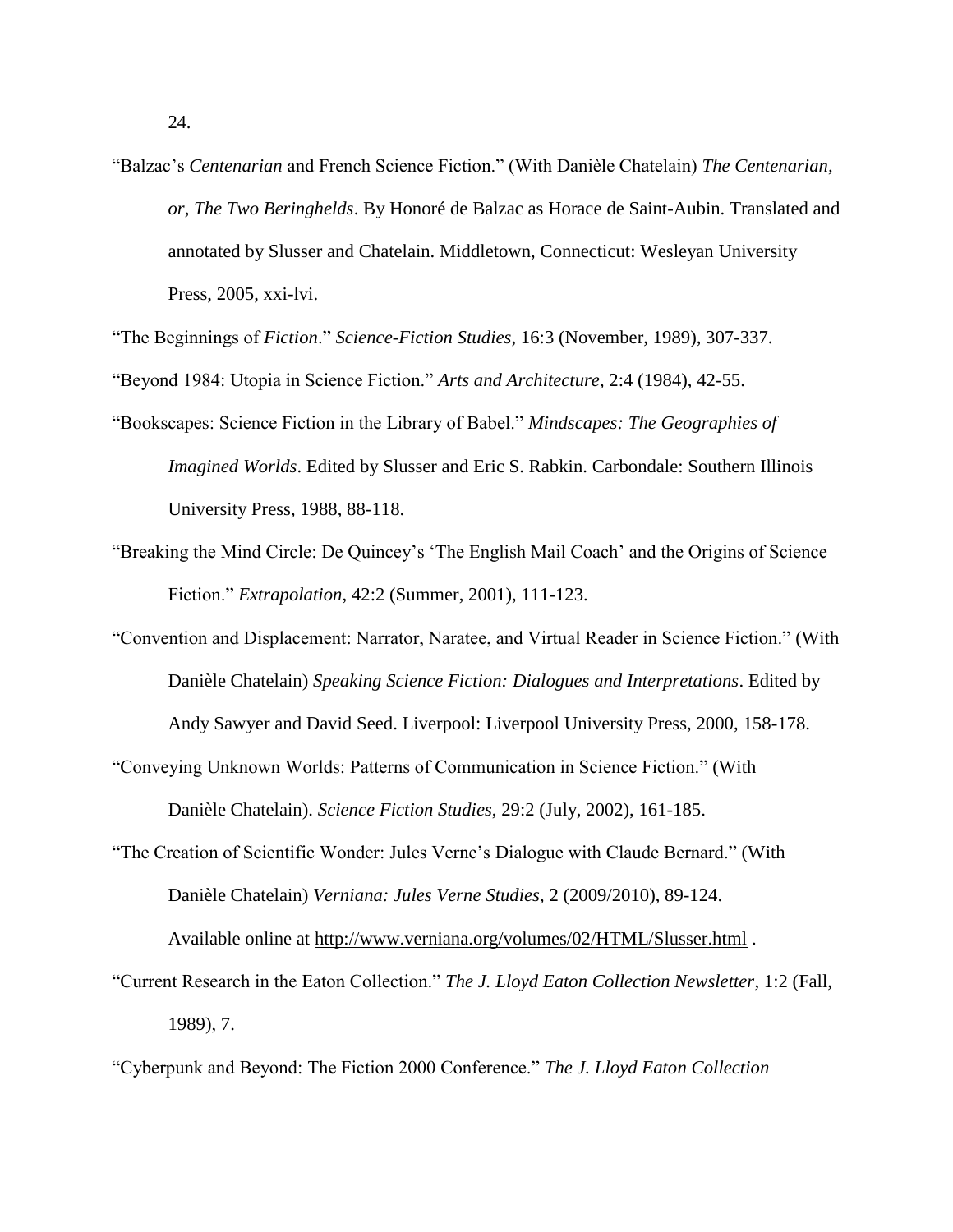24.

"Balzac's *Centenarian* and French Science Fiction." (With Danièle Chatelain) *The Centenarian, or, The Two Beringhelds*. By Honoré de Balzac as Horace de Saint-Aubin. Translated and annotated by Slusser and Chatelain. Middletown, Connecticut: Wesleyan University Press, 2005, xxi-lvi.

"The Beginnings of *Fiction*." *Science-Fiction Studies*, 16:3 (November, 1989), 307-337.

"Beyond 1984: Utopia in Science Fiction." *Arts and Architecture*, 2:4 (1984), 42-55.

"Bookscapes: Science Fiction in the Library of Babel." *Mindscapes: The Geographies of Imagined Worlds*. Edited by Slusser and Eric S. Rabkin. Carbondale: Southern Illinois University Press, 1988, 88-118.

"Breaking the Mind Circle: De Quincey's 'The English Mail Coach' and the Origins of Science Fiction." *Extrapolation*, 42:2 (Summer, 2001), 111-123.

"Convention and Displacement: Narrator, Naratee, and Virtual Reader in Science Fiction." (With Danièle Chatelain) *Speaking Science Fiction: Dialogues and Interpretations*. Edited by Andy Sawyer and David Seed. Liverpool: Liverpool University Press, 2000, 158-178.

"Conveying Unknown Worlds: Patterns of Communication in Science Fiction." (With Danièle Chatelain). *Science Fiction Studies*, 29:2 (July, 2002), 161-185.

"The Creation of Scientific Wonder: Jules Verne's Dialogue with Claude Bernard." (With Danièle Chatelain) *Verniana: Jules Verne Studies*, 2 (2009/2010), 89-124. Available online at http://www.verniana.org/volumes/02/HTML/Slusser.html .

"Current Research in the Eaton Collection." *The J. Lloyd Eaton Collection Newsletter*, 1:2 (Fall, 1989), 7.

"Cyberpunk and Beyond: The Fiction 2000 Conference." *The J. Lloyd Eaton Collection*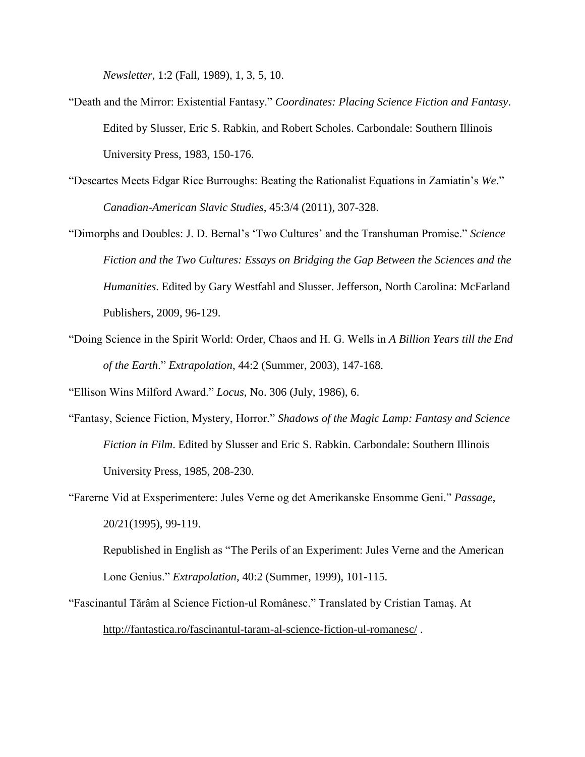*Newsletter*, 1:2 (Fall, 1989), 1, 3, 5, 10.

"Death and the Mirror: Existential Fantasy." *Coordinates: Placing Science Fiction and Fantasy*. Edited by Slusser, Eric S. Rabkin, and Robert Scholes. Carbondale: Southern Illinois University Press, 1983, 150-176.

"Descartes Meets Edgar Rice Burroughs: Beating the Rationalist Equations in Zamiatin's *We*." *Canadian-American Slavic Studies*, 45:3/4 (2011), 307-328.

"Dimorphs and Doubles: J. D. Bernal's 'Two Cultures' and the Transhuman Promise." *Science Fiction and the Two Cultures: Essays on Bridging the Gap Between the Sciences and the Humanities*. Edited by Gary Westfahl and Slusser. Jefferson, North Carolina: McFarland Publishers, 2009, 96-129.

"Doing Science in the Spirit World: Order, Chaos and H. G. Wells in *A Billion Years till the End of the Earth*." *Extrapolation*, 44:2 (Summer, 2003), 147-168.

"Ellison Wins Milford Award." *Locus*, No. 306 (July, 1986), 6.

"Fantasy, Science Fiction, Mystery, Horror." *Shadows of the Magic Lamp: Fantasy and Science Fiction in Film*. Edited by Slusser and Eric S. Rabkin. Carbondale: Southern Illinois University Press, 1985, 208-230.

"Farerne Vid at Exsperimentere: Jules Verne og det Amerikanske Ensomme Geni." *Passage*, 20/21(1995), 99-119.

Republished in English as "The Perils of an Experiment: Jules Verne and the American Lone Genius." *Extrapolation*, 40:2 (Summer, 1999), 101-115.

"Fascinantul Tărâm al Science Fiction-ul Românesc." Translated by Cristian Tamaş. At http://fantastica.ro/fascinantul-taram-al-science-fiction-ul-romanesc/ .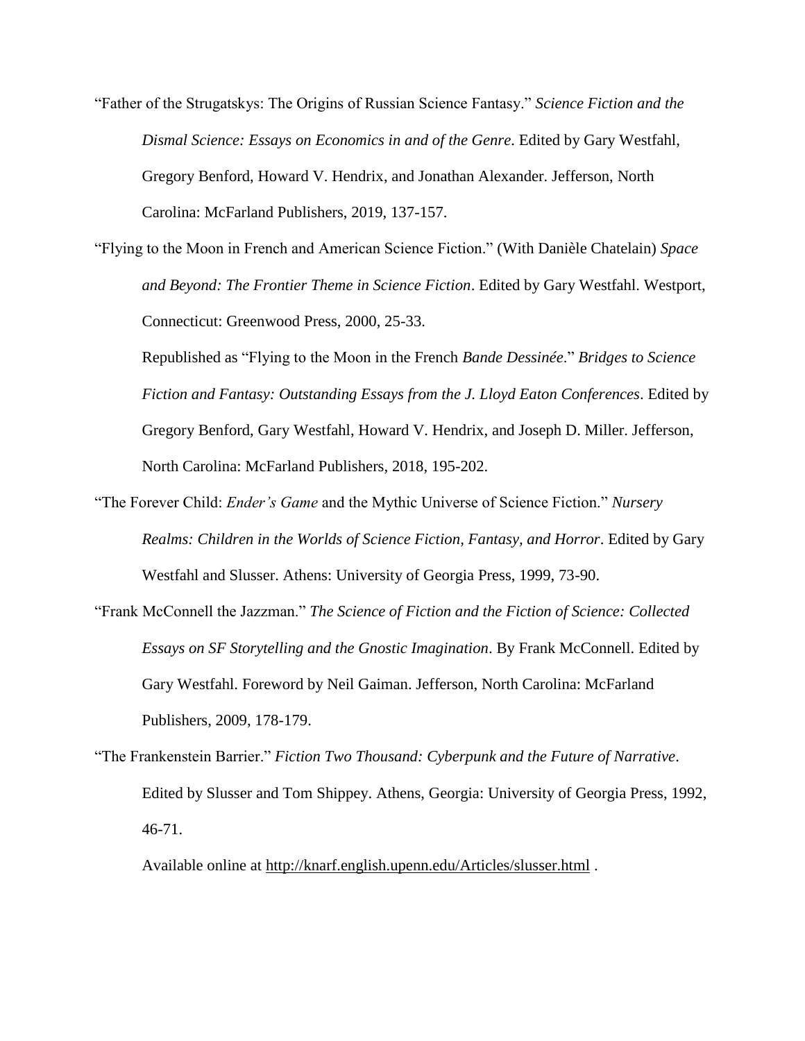"Father of the Strugatskys: The Origins of Russian Science Fantasy." *Science Fiction and the Dismal Science: Essays on Economics in and of the Genre*. Edited by Gary Westfahl, Gregory Benford, Howard V. Hendrix, and Jonathan Alexander. Jefferson, North Carolina: McFarland Publishers, 2019, 137-157.

"Flying to the Moon in French and American Science Fiction." (With Danièle Chatelain) *Space and Beyond: The Frontier Theme in Science Fiction*. Edited by Gary Westfahl. Westport, Connecticut: Greenwood Press, 2000, 25-33.

Republished as "Flying to the Moon in the French *Bande Dessinée*." *Bridges to Science Fiction and Fantasy: Outstanding Essays from the J. Lloyd Eaton Conferences*. Edited by Gregory Benford, Gary Westfahl, Howard V. Hendrix, and Joseph D. Miller. Jefferson, North Carolina: McFarland Publishers, 2018, 195-202.

"The Forever Child: *Ender's Game* and the Mythic Universe of Science Fiction." *Nursery Realms: Children in the Worlds of Science Fiction, Fantasy, and Horror*. Edited by Gary Westfahl and Slusser. Athens: University of Georgia Press, 1999, 73-90.

"Frank McConnell the Jazzman." *The Science of Fiction and the Fiction of Science: Collected Essays on SF Storytelling and the Gnostic Imagination*. By Frank McConnell. Edited by Gary Westfahl. Foreword by Neil Gaiman. Jefferson, North Carolina: McFarland Publishers, 2009, 178-179.

"The Frankenstein Barrier." *Fiction Two Thousand: Cyberpunk and the Future of Narrative*. Edited by Slusser and Tom Shippey. Athens, Georgia: University of Georgia Press, 1992, 46-71.

Available online at http://knarf.english.upenn.edu/Articles/slusser.html .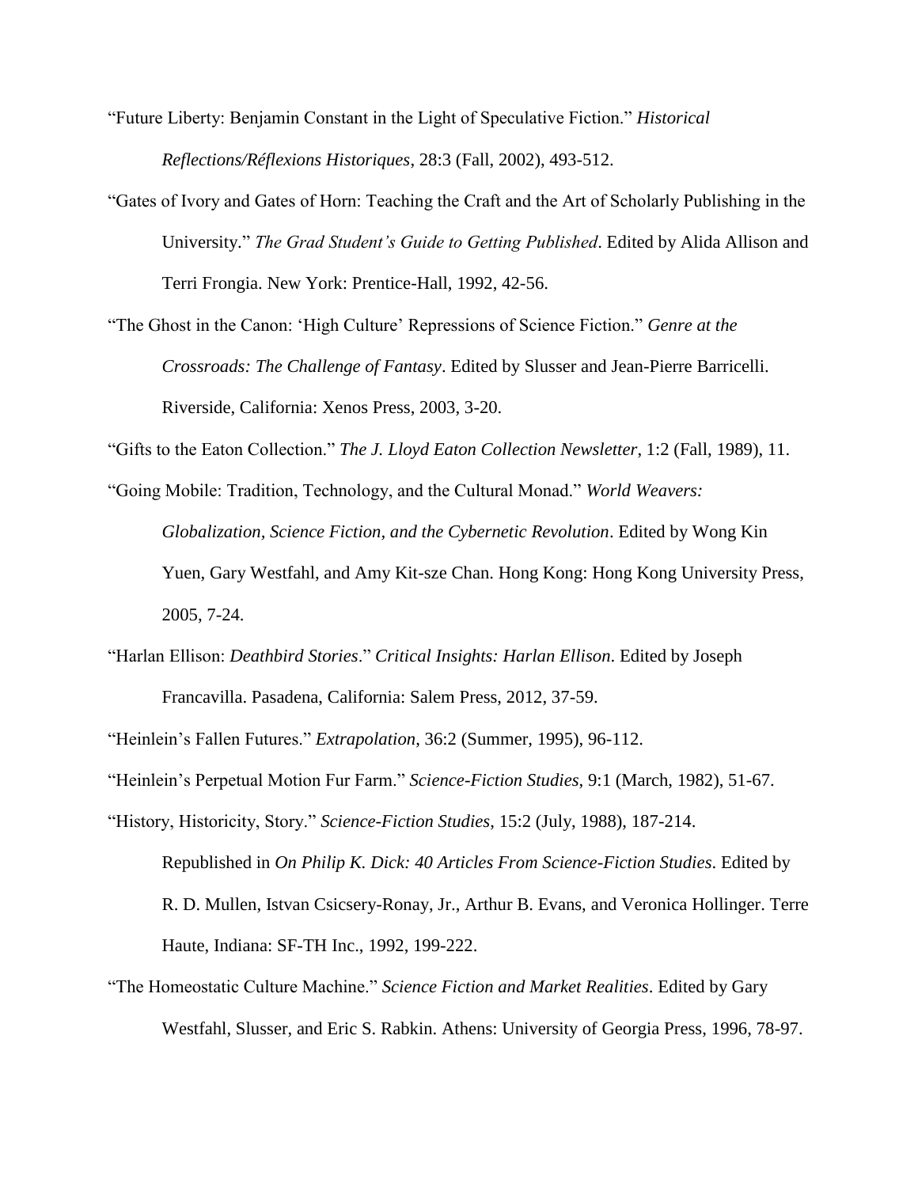"Future Liberty: Benjamin Constant in the Light of Speculative Fiction." *Historical Reflections/Réflexions Historiques*, 28:3 (Fall, 2002), 493-512.

"Gates of Ivory and Gates of Horn: Teaching the Craft and the Art of Scholarly Publishing in the University." *The Grad Student's Guide to Getting Published*. Edited by Alida Allison and Terri Frongia. New York: Prentice-Hall, 1992, 42-56.

"The Ghost in the Canon: 'High Culture' Repressions of Science Fiction." *Genre at the Crossroads: The Challenge of Fantasy*. Edited by Slusser and Jean-Pierre Barricelli. Riverside, California: Xenos Press, 2003, 3-20.

"Gifts to the Eaton Collection." *The J. Lloyd Eaton Collection Newsletter*, 1:2 (Fall, 1989), 11.

"Going Mobile: Tradition, Technology, and the Cultural Monad." *World Weavers: Globalization, Science Fiction, and the Cybernetic Revolution*. Edited by Wong Kin Yuen, Gary Westfahl, and Amy Kit-sze Chan. Hong Kong: Hong Kong University Press, 2005, 7-24.

"Harlan Ellison: *Deathbird Stories*." *Critical Insights: Harlan Ellison*. Edited by Joseph Francavilla. Pasadena, California: Salem Press, 2012, 37-59.

"Heinlein's Fallen Futures." *Extrapolation*, 36:2 (Summer, 1995), 96-112.

"Heinlein's Perpetual Motion Fur Farm." *Science-Fiction Studies*, 9:1 (March, 1982), 51-67.

"History, Historicity, Story." *Science-Fiction Studies*, 15:2 (July, 1988), 187-214. Republished in *On Philip K. Dick: 40 Articles From Science-Fiction Studies*. Edited by R. D. Mullen, Istvan Csicsery-Ronay, Jr., Arthur B. Evans, and Veronica Hollinger. Terre Haute, Indiana: SF-TH Inc., 1992, 199-222.

"The Homeostatic Culture Machine." *Science Fiction and Market Realities*. Edited by Gary Westfahl, Slusser, and Eric S. Rabkin. Athens: University of Georgia Press, 1996, 78-97.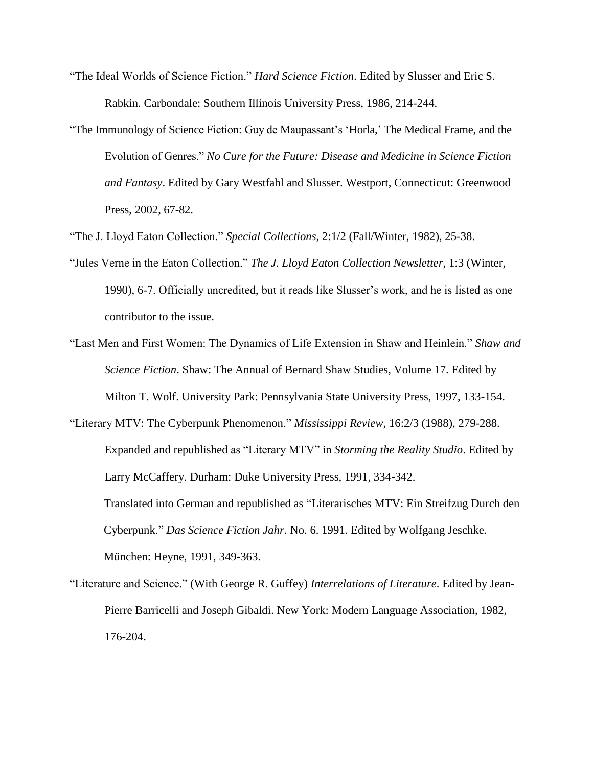"The Ideal Worlds of Science Fiction." *Hard Science Fiction*. Edited by Slusser and Eric S. Rabkin. Carbondale: Southern Illinois University Press, 1986, 214-244.

"The Immunology of Science Fiction: Guy de Maupassant's 'Horla,' The Medical Frame, and the Evolution of Genres." *No Cure for the Future: Disease and Medicine in Science Fiction and Fantasy*. Edited by Gary Westfahl and Slusser. Westport, Connecticut: Greenwood Press, 2002, 67-82.

"The J. Lloyd Eaton Collection." *Special Collections*, 2:1/2 (Fall/Winter, 1982), 25-38.

"Jules Verne in the Eaton Collection." *The J. Lloyd Eaton Collection Newsletter*, 1:3 (Winter, 1990), 6-7. Officially uncredited, but it reads like Slusser's work, and he is listed as one contributor to the issue.

"Last Men and First Women: The Dynamics of Life Extension in Shaw and Heinlein." *Shaw and Science Fiction*. Shaw: The Annual of Bernard Shaw Studies, Volume 17. Edited by Milton T. Wolf. University Park: Pennsylvania State University Press, 1997, 133-154.

"Literary MTV: The Cyberpunk Phenomenon." *Mississippi Review*, 16:2/3 (1988), 279-288.

Expanded and republished as "Literary MTV" in *Storming the Reality Studio*. Edited by Larry McCaffery. Durham: Duke University Press, 1991, 334-342.

Translated into German and republished as "Literarisches MTV: Ein Streifzug Durch den Cyberpunk." *Das Science Fiction Jahr*. No. 6. 1991. Edited by Wolfgang Jeschke. München: Heyne, 1991, 349-363.

"Literature and Science." (With George R. Guffey) *Interrelations of Literature*. Edited by Jean-Pierre Barricelli and Joseph Gibaldi. New York: Modern Language Association, 1982, 176-204.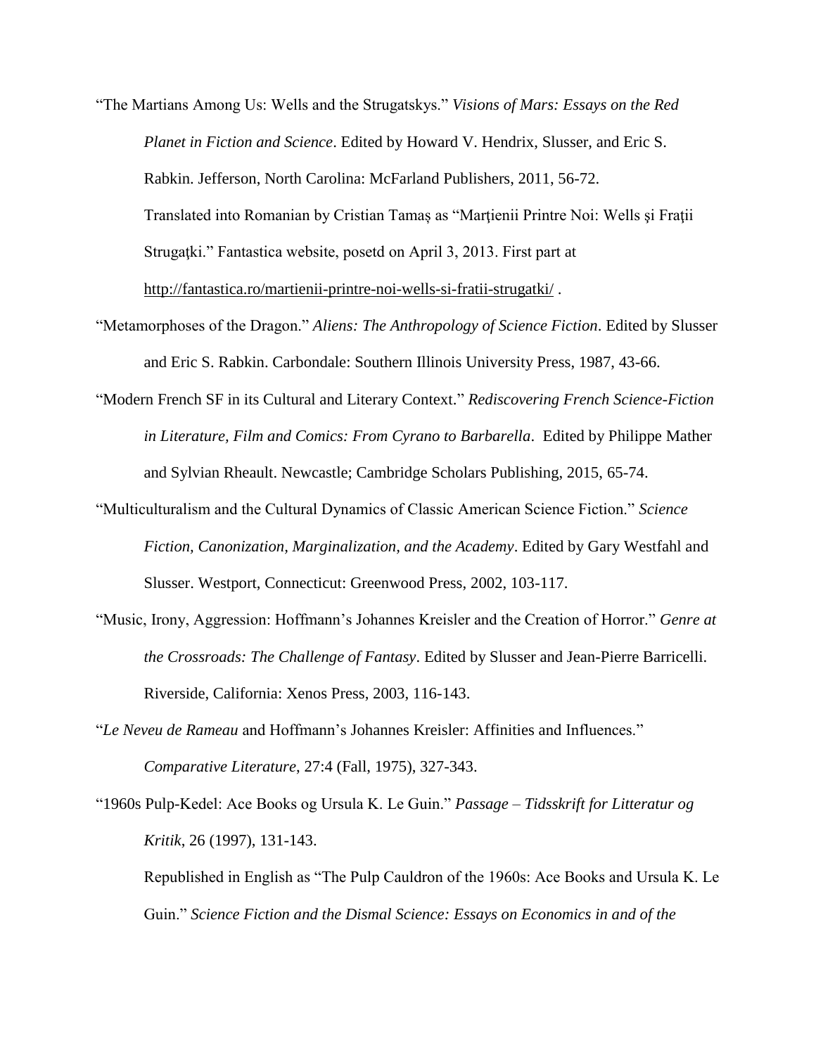"The Martians Among Us: Wells and the Strugatskys." *Visions of Mars: Essays on the Red Planet in Fiction and Science*. Edited by Howard V. Hendrix, Slusser, and Eric S. Rabkin. Jefferson, North Carolina: McFarland Publishers, 2011, 56-72.

Translated into Romanian by Cristian Tamaș as "Marţienii Printre Noi: Wells şi Fraţii Strugaţki." Fantastica website, posetd on April 3, 2013. First part at http://fantastica.ro/martienii-printre-noi-wells-si-fratii-strugatki/ .

"Metamorphoses of the Dragon." *Aliens: The Anthropology of Science Fiction*. Edited by Slusser and Eric S. Rabkin. Carbondale: Southern Illinois University Press, 1987, 43-66.

"Modern French SF in its Cultural and Literary Context." *Rediscovering French Science-Fiction in Literature, Film and Comics: From Cyrano to Barbarella*. Edited by Philippe Mather and Sylvian Rheault. Newcastle; Cambridge Scholars Publishing, 2015, 65-74.

"Multiculturalism and the Cultural Dynamics of Classic American Science Fiction." *Science Fiction, Canonization, Marginalization, and the Academy*. Edited by Gary Westfahl and Slusser. Westport, Connecticut: Greenwood Press, 2002, 103-117.

"Music, Irony, Aggression: Hoffmann's Johannes Kreisler and the Creation of Horror." *Genre at the Crossroads: The Challenge of Fantasy*. Edited by Slusser and Jean-Pierre Barricelli. Riverside, California: Xenos Press, 2003, 116-143.

"*Le Neveu de Rameau* and Hoffmann's Johannes Kreisler: Affinities and Influences." *Comparative Literature*, 27:4 (Fall, 1975), 327-343.

"1960s Pulp-Kedel: Ace Books og Ursula K. Le Guin." *Passage – Tidsskrift for Litteratur og Kritik*, 26 (1997), 131-143.

Republished in English as "The Pulp Cauldron of the 1960s: Ace Books and Ursula K. Le Guin." *Science Fiction and the Dismal Science: Essays on Economics in and of the*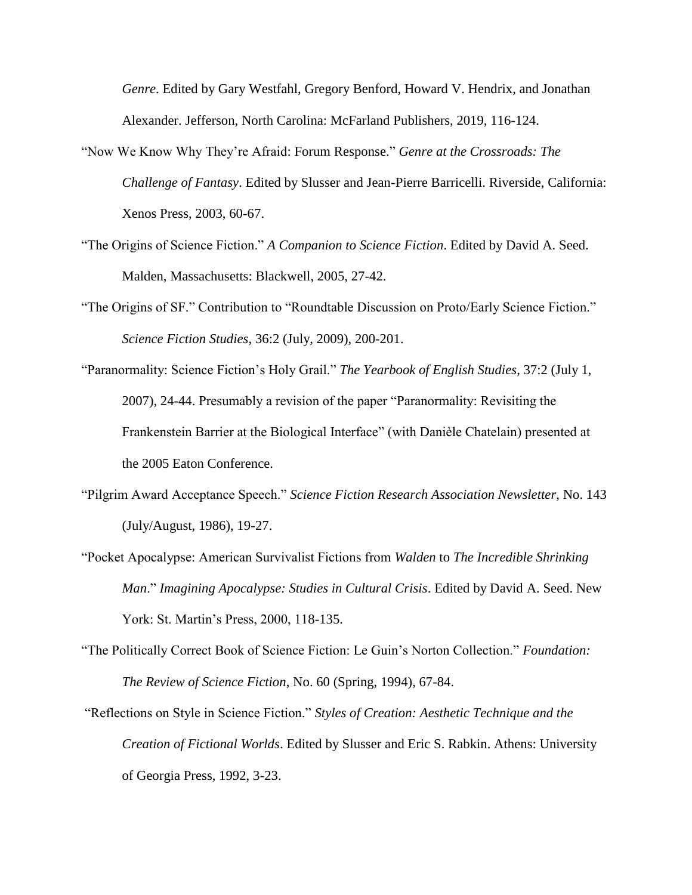*Genre*. Edited by Gary Westfahl, Gregory Benford, Howard V. Hendrix, and Jonathan Alexander. Jefferson, North Carolina: McFarland Publishers, 2019, 116-124.

"Now We Know Why They're Afraid: Forum Response." *Genre at the Crossroads: The Challenge of Fantasy*. Edited by Slusser and Jean-Pierre Barricelli. Riverside, California: Xenos Press, 2003, 60-67.

"The Origins of Science Fiction." *A Companion to Science Fiction*. Edited by David A. Seed. Malden, Massachusetts: Blackwell, 2005, 27-42.

"The Origins of SF." Contribution to "Roundtable Discussion on Proto/Early Science Fiction." *Science Fiction Studies*, 36:2 (July, 2009), 200-201.

"Paranormality: Science Fiction's Holy Grail." *The Yearbook of English Studies*, 37:2 (July 1, 2007), 24-44. Presumably a revision of the paper "Paranormality: Revisiting the Frankenstein Barrier at the Biological Interface" (with Danièle Chatelain) presented at the 2005 Eaton Conference.

"Pilgrim Award Acceptance Speech." *Science Fiction Research Association Newsletter*, No. 143 (July/August, 1986), 19-27.

"Pocket Apocalypse: American Survivalist Fictions from *Walden* to *The Incredible Shrinking Man*." *Imagining Apocalypse: Studies in Cultural Crisis*. Edited by David A. Seed. New York: St. Martin's Press, 2000, 118-135.

"The Politically Correct Book of Science Fiction: Le Guin's Norton Collection." *Foundation: The Review of Science Fiction*, No. 60 (Spring, 1994), 67-84.

"Reflections on Style in Science Fiction." *Styles of Creation: Aesthetic Technique and the Creation of Fictional Worlds*. Edited by Slusser and Eric S. Rabkin. Athens: University of Georgia Press, 1992, 3-23.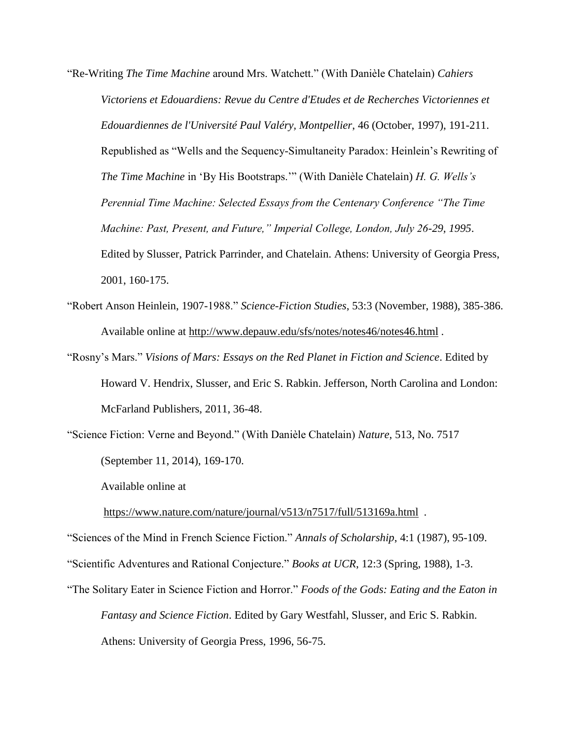"Re-Writing *The Time Machine* around Mrs. Watchett." (With Danièle Chatelain) *Cahiers Victoriens et Edouardiens: Revue du Centre d'Etudes et de Recherches Victoriennes et Edouardiennes de l'Université Paul Valéry, Montpellier*, 46 (October, 1997), 191-211. Republished as "Wells and the Sequency-Simultaneity Paradox: Heinlein's Rewriting of *The Time Machine* in 'By His Bootstraps.'" (With Danièle Chatelain) *H. G. Wells's Perennial Time Machine: Selected Essays from the Centenary Conference "The Time Machine: Past, Present, and Future," Imperial College, London, July 26-29, 1995*. Edited by Slusser, Patrick Parrinder, and Chatelain. Athens: University of Georgia Press, 2001, 160-175.

"Robert Anson Heinlein, 1907-1988." *Science-Fiction Studies*, 53:3 (November, 1988), 385-386. Available online at http://www.depauw.edu/sfs/notes/notes46/notes46.html .

"Rosny's Mars." *Visions of Mars: Essays on the Red Planet in Fiction and Science*. Edited by Howard V. Hendrix, Slusser, and Eric S. Rabkin. Jefferson, North Carolina and London: McFarland Publishers, 2011, 36-48.

"Science Fiction: Verne and Beyond." (With Danièle Chatelain) *Nature*, 513, No. 7517 (September 11, 2014), 169-170.

Available online at

https://www.nature.com/nature/journal/v513/n7517/full/513169a.html .

"Sciences of the Mind in French Science Fiction." *Annals of Scholarship*, 4:1 (1987), 95-109.

"Scientific Adventures and Rational Conjecture." *Books at UCR*, 12:3 (Spring, 1988), 1-3.

"The Solitary Eater in Science Fiction and Horror." *Foods of the Gods: Eating and the Eaton in Fantasy and Science Fiction*. Edited by Gary Westfahl, Slusser, and Eric S. Rabkin. Athens: University of Georgia Press, 1996, 56-75.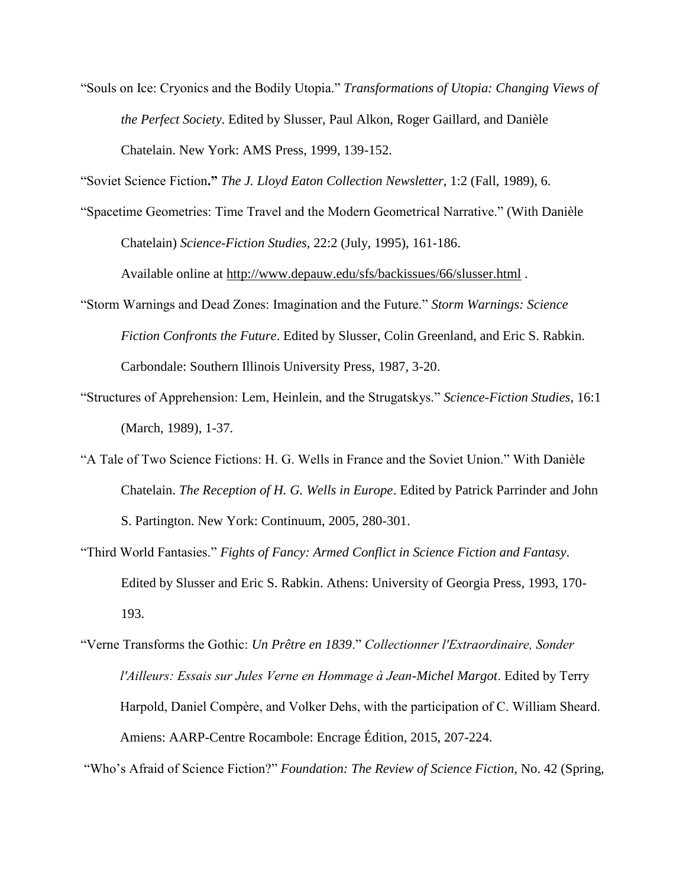"Souls on Ice: Cryonics and the Bodily Utopia." *Transformations of Utopia: Changing Views of the Perfect Society*. Edited by Slusser, Paul Alkon, Roger Gaillard, and Danièle Chatelain. New York: AMS Press, 1999, 139-152.

"Soviet Science Fiction**."** *The J. Lloyd Eaton Collection Newsletter*, 1:2 (Fall, 1989), 6.

"Spacetime Geometries: Time Travel and the Modern Geometrical Narrative." (With Danièle Chatelain) *Science-Fiction Studies*, 22:2 (July, 1995), 161-186. Available online at http://www.depauw.edu/sfs/backissues/66/slusser.html .

"Storm Warnings and Dead Zones: Imagination and the Future." *Storm Warnings: Science Fiction Confronts the Future*. Edited by Slusser, Colin Greenland, and Eric S. Rabkin. Carbondale: Southern Illinois University Press, 1987, 3-20.

"Structures of Apprehension: Lem, Heinlein, and the Strugatskys." *Science-Fiction Studies*, 16:1 (March, 1989), 1-37.

"A Tale of Two Science Fictions: H. G. Wells in France and the Soviet Union." With Danièle Chatelain. *The Reception of H. G. Wells in Europe*. Edited by Patrick Parrinder and John S. Partington. New York: Continuum, 2005, 280-301.

"Third World Fantasies." *Fights of Fancy: Armed Conflict in Science Fiction and Fantasy*. Edited by Slusser and Eric S. Rabkin. Athens: University of Georgia Press, 1993, 170-193.

"Verne Transforms the Gothic: *Un Prêtre en 1839*." *Collectionner l'Extraordinaire, Sonder l'Ailleurs: Essais sur Jules Verne en Hommage à Jean-Michel Margot*. Edited by Terry Harpold, Daniel Compère, and Volker Dehs, with the participation of C. William Sheard. Amiens: AARP-Centre Rocambole: Encrage Édition, 2015, 207-224.

"Who's Afraid of Science Fiction?" *Foundation: The Review of Science Fiction*, No. 42 (Spring,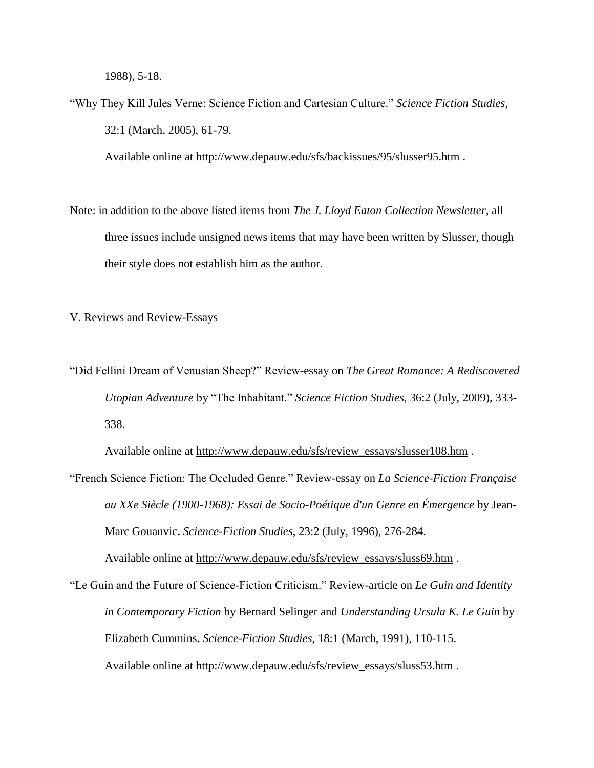1988), 5-18.

“Why They Kill Jules Verne: Science Fiction and Cartesian Culture.” *Science Fiction Studies*, 32:1 (March, 2005), 61-79.

Available online at http://www.depauw.edu/sfs/backissues/95/slusser95.htm .

Note: in addition to the above listed items from *The J. Lloyd Eaton Collection Newsletter*, all three issues include unsigned news items that may have been written by Slusser, though their style does not establish him as the author.

V. Reviews and Review-Essays

“Did Fellini Dream of Venusian Sheep?” Review-essay on *The Great Romance: A Rediscovered Utopian Adventure* by “The Inhabitant.” *Science Fiction Studies*, 36:2 (July, 2009), 333-338.

Available online at http://www.depauw.edu/sfs/review_essays/slusser108.htm .

“French Science Fiction: The Occluded Genre.” Review-essay on *La Science-Fiction Française au XXe Siècle (1900-1968): Essai de Socio-Poétique d'un Genre en Émergence* by Jean-Marc Gouanvic**.** *Science-Fiction Studies*, 23:2 (July, 1996), 276-284.

Available online at http://www.depauw.edu/sfs/review_essays/sluss69.htm .

“Le Guin and the Future of Science-Fiction Criticism.” Review-article on *Le Guin and Identity in Contemporary Fiction* by Bernard Selinger and *Understanding Ursula K. Le Guin* by Elizabeth Cummins**.** *Science-Fiction Studies*, 18:1 (March, 1991), 110-115.

Available online at http://www.depauw.edu/sfs/review_essays/sluss53.htm .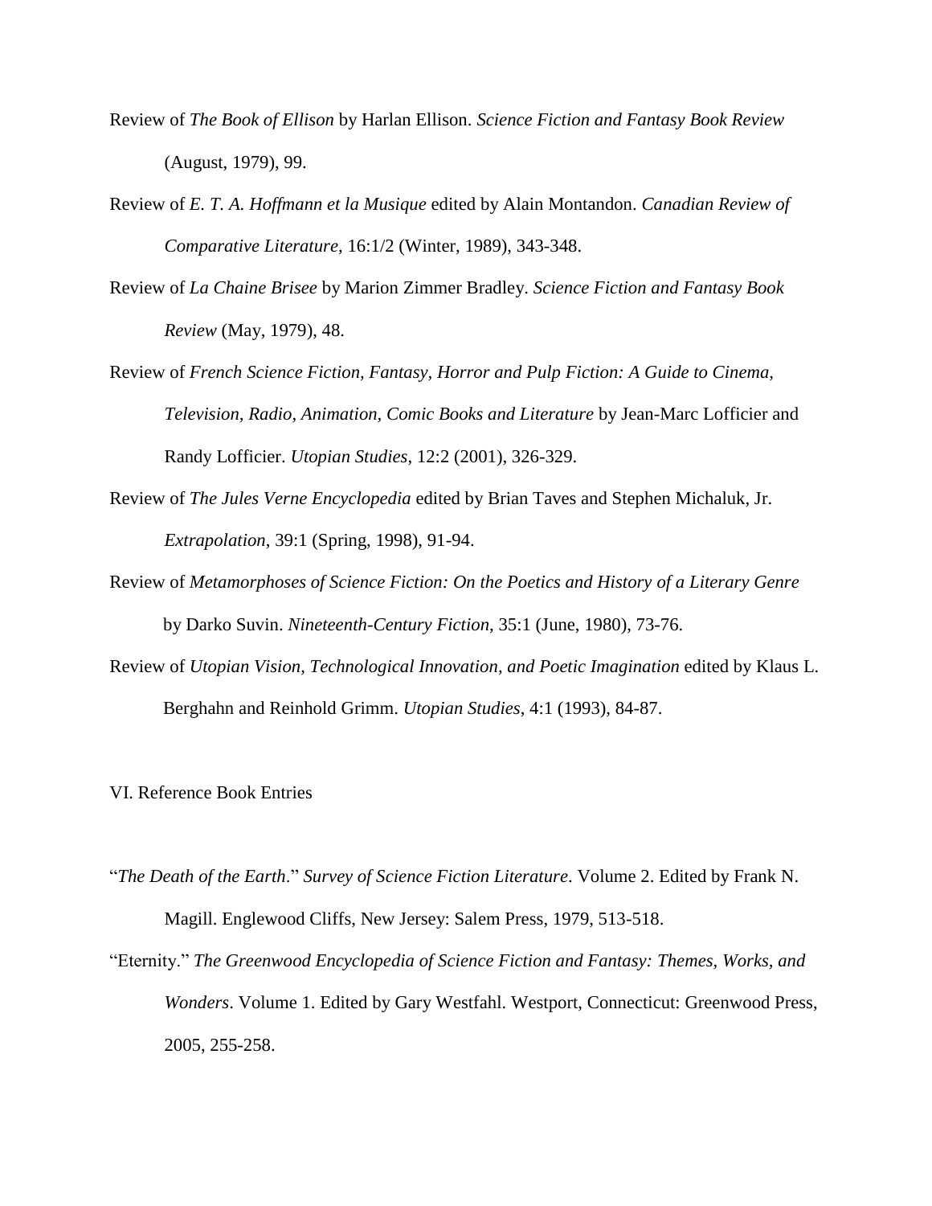Review of *The Book of Ellison* by Harlan Ellison. *Science Fiction and Fantasy Book Review* (August, 1979), 99.

Review of *E. T. A. Hoffmann et la Musique* edited by Alain Montandon. *Canadian Review of Comparative Literature*, 16:1/2 (Winter, 1989), 343-348.

Review of *La Chaine Brisee* by Marion Zimmer Bradley. *Science Fiction and Fantasy Book Review* (May, 1979), 48.

Review of *French Science Fiction, Fantasy, Horror and Pulp Fiction: A Guide to Cinema, Television, Radio, Animation, Comic Books and Literature* by Jean-Marc Lofficier and Randy Lofficier. *Utopian Studies*, 12:2 (2001), 326-329.

Review of *The Jules Verne Encyclopedia* edited by Brian Taves and Stephen Michaluk, Jr. *Extrapolation*, 39:1 (Spring, 1998), 91-94.

Review of *Metamorphoses of Science Fiction: On the Poetics and History of a Literary Genre* by Darko Suvin. *Nineteenth-Century Fiction*, 35:1 (June, 1980), 73-76.

Review of *Utopian Vision, Technological Innovation, and Poetic Imagination* edited by Klaus L. Berghahn and Reinhold Grimm. *Utopian Studies*, 4:1 (1993), 84-87.

## VI. Reference Book Entries

"*The Death of the Earth*." *Survey of Science Fiction Literature*. Volume 2. Edited by Frank N. Magill. Englewood Cliffs, New Jersey: Salem Press, 1979, 513-518.

"Eternity." *The Greenwood Encyclopedia of Science Fiction and Fantasy: Themes, Works, and Wonders*. Volume 1. Edited by Gary Westfahl. Westport, Connecticut: Greenwood Press, 2005, 255-258.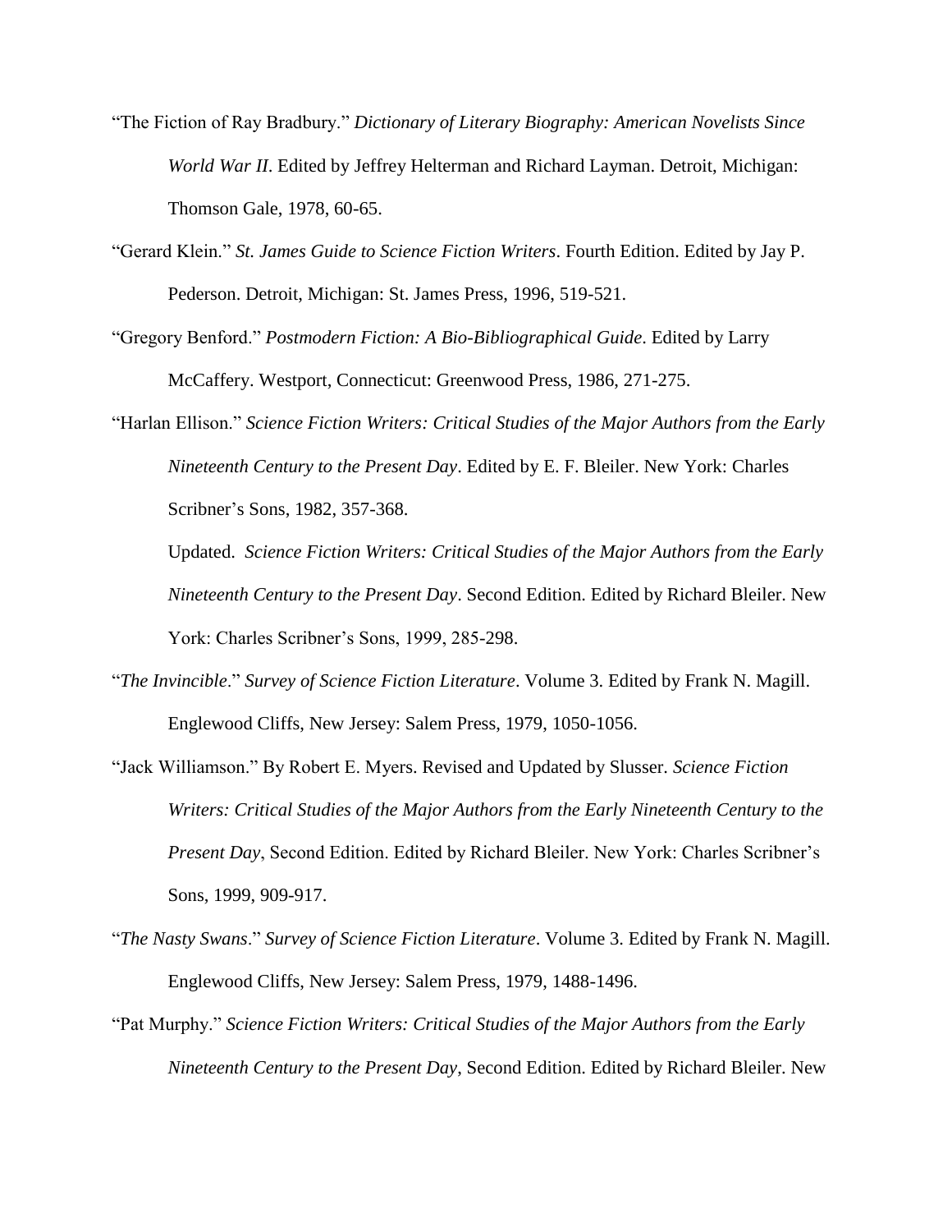"The Fiction of Ray Bradbury." *Dictionary of Literary Biography: American Novelists Since World War II*. Edited by Jeffrey Helterman and Richard Layman. Detroit, Michigan: Thomson Gale, 1978, 60-65.

"Gerard Klein." *St. James Guide to Science Fiction Writers*. Fourth Edition. Edited by Jay P. Pederson. Detroit, Michigan: St. James Press, 1996, 519-521.

"Gregory Benford." *Postmodern Fiction: A Bio-Bibliographical Guide*. Edited by Larry McCaffery. Westport, Connecticut: Greenwood Press, 1986, 271-275.

"Harlan Ellison." *Science Fiction Writers: Critical Studies of the Major Authors from the Early Nineteenth Century to the Present Day*. Edited by E. F. Bleiler. New York: Charles Scribner's Sons, 1982, 357-368.

Updated. *Science Fiction Writers: Critical Studies of the Major Authors from the Early Nineteenth Century to the Present Day*. Second Edition. Edited by Richard Bleiler. New York: Charles Scribner's Sons, 1999, 285-298.

"*The Invincible*." *Survey of Science Fiction Literature*. Volume 3. Edited by Frank N. Magill. Englewood Cliffs, New Jersey: Salem Press, 1979, 1050-1056.

"Jack Williamson." By Robert E. Myers. Revised and Updated by Slusser. *Science Fiction Writers: Critical Studies of the Major Authors from the Early Nineteenth Century to the Present Day*, Second Edition. Edited by Richard Bleiler. New York: Charles Scribner's Sons, 1999, 909-917.

"*The Nasty Swans*." *Survey of Science Fiction Literature*. Volume 3. Edited by Frank N. Magill. Englewood Cliffs, New Jersey: Salem Press, 1979, 1488-1496.

"Pat Murphy." *Science Fiction Writers: Critical Studies of the Major Authors from the Early Nineteenth Century to the Present Day*, Second Edition. Edited by Richard Bleiler. New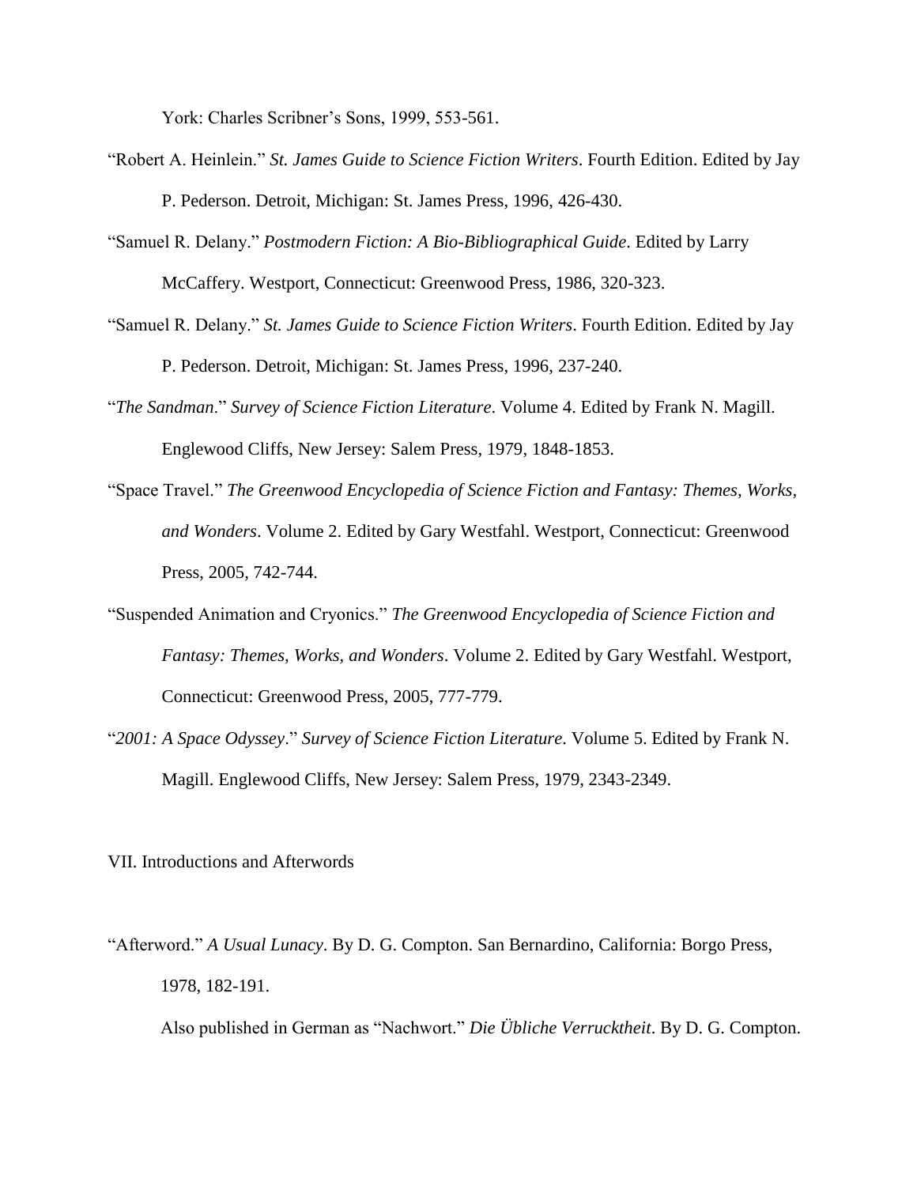York: Charles Scribner's Sons, 1999, 553-561.

"Robert A. Heinlein." *St. James Guide to Science Fiction Writers*. Fourth Edition. Edited by Jay P. Pederson. Detroit, Michigan: St. James Press, 1996, 426-430.

"Samuel R. Delany." *Postmodern Fiction: A Bio-Bibliographical Guide*. Edited by Larry McCaffery. Westport, Connecticut: Greenwood Press, 1986, 320-323.

"Samuel R. Delany." *St. James Guide to Science Fiction Writers*. Fourth Edition. Edited by Jay P. Pederson. Detroit, Michigan: St. James Press, 1996, 237-240.

"*The Sandman*." *Survey of Science Fiction Literature*. Volume 4. Edited by Frank N. Magill. Englewood Cliffs, New Jersey: Salem Press, 1979, 1848-1853.

"Space Travel." *The Greenwood Encyclopedia of Science Fiction and Fantasy: Themes, Works, and Wonders*. Volume 2. Edited by Gary Westfahl. Westport, Connecticut: Greenwood Press, 2005, 742-744.

"Suspended Animation and Cryonics." *The Greenwood Encyclopedia of Science Fiction and Fantasy: Themes, Works, and Wonders*. Volume 2. Edited by Gary Westfahl. Westport, Connecticut: Greenwood Press, 2005, 777-779.

"*2001: A Space Odyssey*." *Survey of Science Fiction Literature*. Volume 5. Edited by Frank N. Magill. Englewood Cliffs, New Jersey: Salem Press, 1979, 2343-2349.

## VII. Introductions and Afterwords

"Afterword." *A Usual Lunacy*. By D. G. Compton. San Bernardino, California: Borgo Press, 1978, 182-191.

Also published in German as "Nachwort." *Die Übliche Verrucktheit*. By D. G. Compton.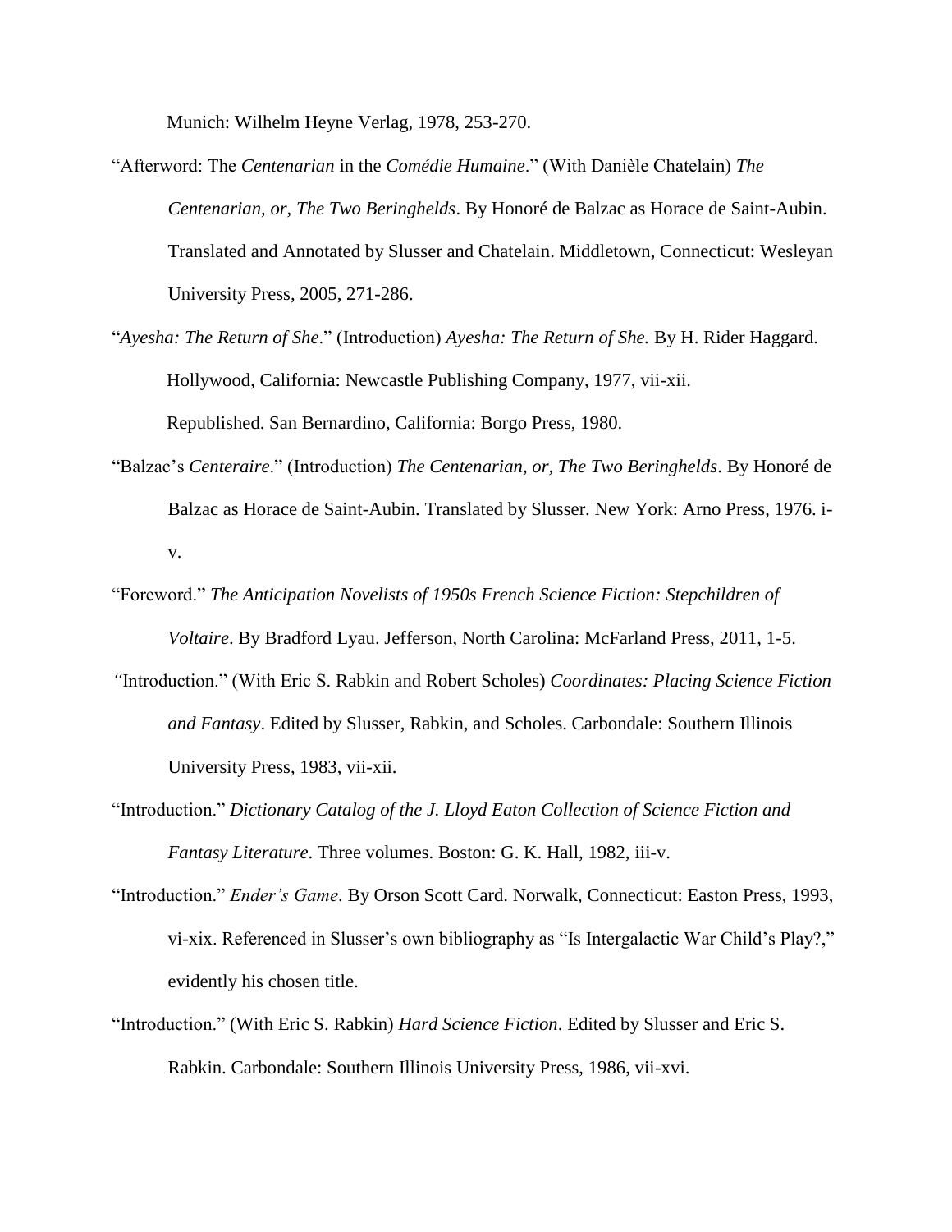Munich: Wilhelm Heyne Verlag, 1978, 253-270.

"Afterword: The *Centenarian* in the *Comédie Humaine*." (With Danièle Chatelain) *The Centenarian, or, The Two Beringhelds*. By Honoré de Balzac as Horace de Saint-Aubin. Translated and Annotated by Slusser and Chatelain. Middletown, Connecticut: Wesleyan University Press, 2005, 271-286.

"*Ayesha: The Return of She*." (Introduction) *Ayesha: The Return of She.* By H. Rider Haggard. Hollywood, California: Newcastle Publishing Company, 1977, vii-xii.
Republished. San Bernardino, California: Borgo Press, 1980.

"Balzac's *Centeraire*." (Introduction) *The Centenarian, or, The Two Beringhelds*. By Honoré de Balzac as Horace de Saint-Aubin. Translated by Slusser. New York: Arno Press, 1976. i-v.

"Foreword." *The Anticipation Novelists of 1950s French Science Fiction: Stepchildren of Voltaire*. By Bradford Lyau. Jefferson, North Carolina: McFarland Press, 2011, 1-5.

"Introduction." (With Eric S. Rabkin and Robert Scholes) *Coordinates: Placing Science Fiction and Fantasy*. Edited by Slusser, Rabkin, and Scholes. Carbondale: Southern Illinois University Press, 1983, vii-xii.

"Introduction." *Dictionary Catalog of the J. Lloyd Eaton Collection of Science Fiction and Fantasy Literature*. Three volumes. Boston: G. K. Hall, 1982, iii-v.

"Introduction." *Ender's Game*. By Orson Scott Card. Norwalk, Connecticut: Easton Press, 1993, vi-xix. Referenced in Slusser's own bibliography as "Is Intergalactic War Child's Play?," evidently his chosen title.

"Introduction." (With Eric S. Rabkin) *Hard Science Fiction*. Edited by Slusser and Eric S. Rabkin. Carbondale: Southern Illinois University Press, 1986, vii-xvi.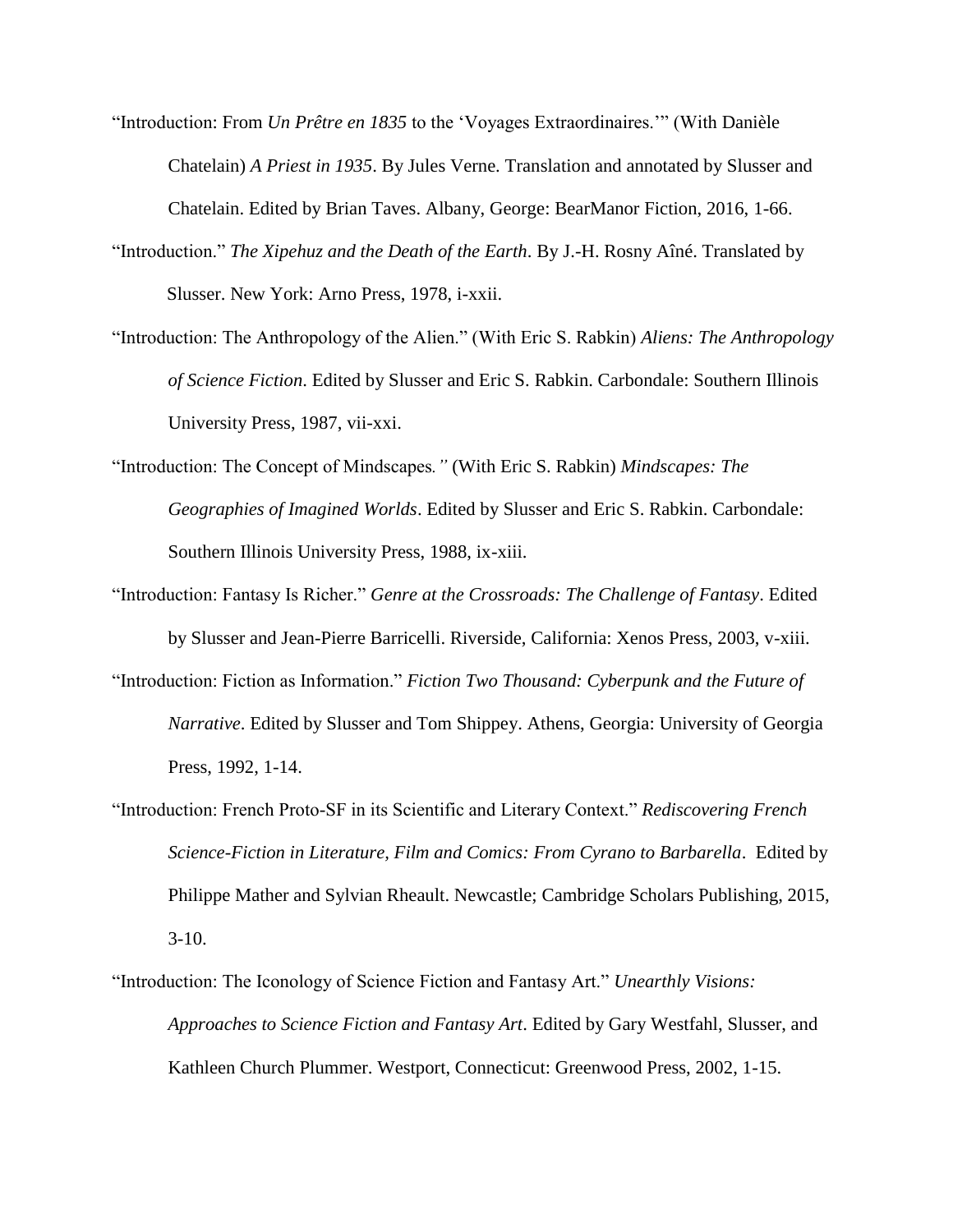"Introduction: From *Un Prêtre en 1835* to the 'Voyages Extraordinaires.'" (With Danièle Chatelain) *A Priest in 1935*. By Jules Verne. Translation and annotated by Slusser and Chatelain. Edited by Brian Taves. Albany, George: BearManor Fiction, 2016, 1-66.

"Introduction." *The Xipehuz and the Death of the Earth*. By J.-H. Rosny Aîné. Translated by Slusser. New York: Arno Press, 1978, i-xxii.

"Introduction: The Anthropology of the Alien." (With Eric S. Rabkin) *Aliens: The Anthropology of Science Fiction*. Edited by Slusser and Eric S. Rabkin. Carbondale: Southern Illinois University Press, 1987, vii-xxi.

"Introduction: The Concept of Mindscapes*."* (With Eric S. Rabkin) *Mindscapes: The Geographies of Imagined Worlds*. Edited by Slusser and Eric S. Rabkin. Carbondale: Southern Illinois University Press, 1988, ix-xiii.

"Introduction: Fantasy Is Richer." *Genre at the Crossroads: The Challenge of Fantasy*. Edited by Slusser and Jean-Pierre Barricelli. Riverside, California: Xenos Press, 2003, v-xiii.

"Introduction: Fiction as Information." *Fiction Two Thousand: Cyberpunk and the Future of Narrative*. Edited by Slusser and Tom Shippey. Athens, Georgia: University of Georgia Press, 1992, 1-14.

"Introduction: French Proto-SF in its Scientific and Literary Context." *Rediscovering French Science-Fiction in Literature, Film and Comics: From Cyrano to Barbarella*. Edited by Philippe Mather and Sylvian Rheault. Newcastle; Cambridge Scholars Publishing, 2015, 3-10.

"Introduction: The Iconology of Science Fiction and Fantasy Art." *Unearthly Visions: Approaches to Science Fiction and Fantasy Art*. Edited by Gary Westfahl, Slusser, and Kathleen Church Plummer. Westport, Connecticut: Greenwood Press, 2002, 1-15.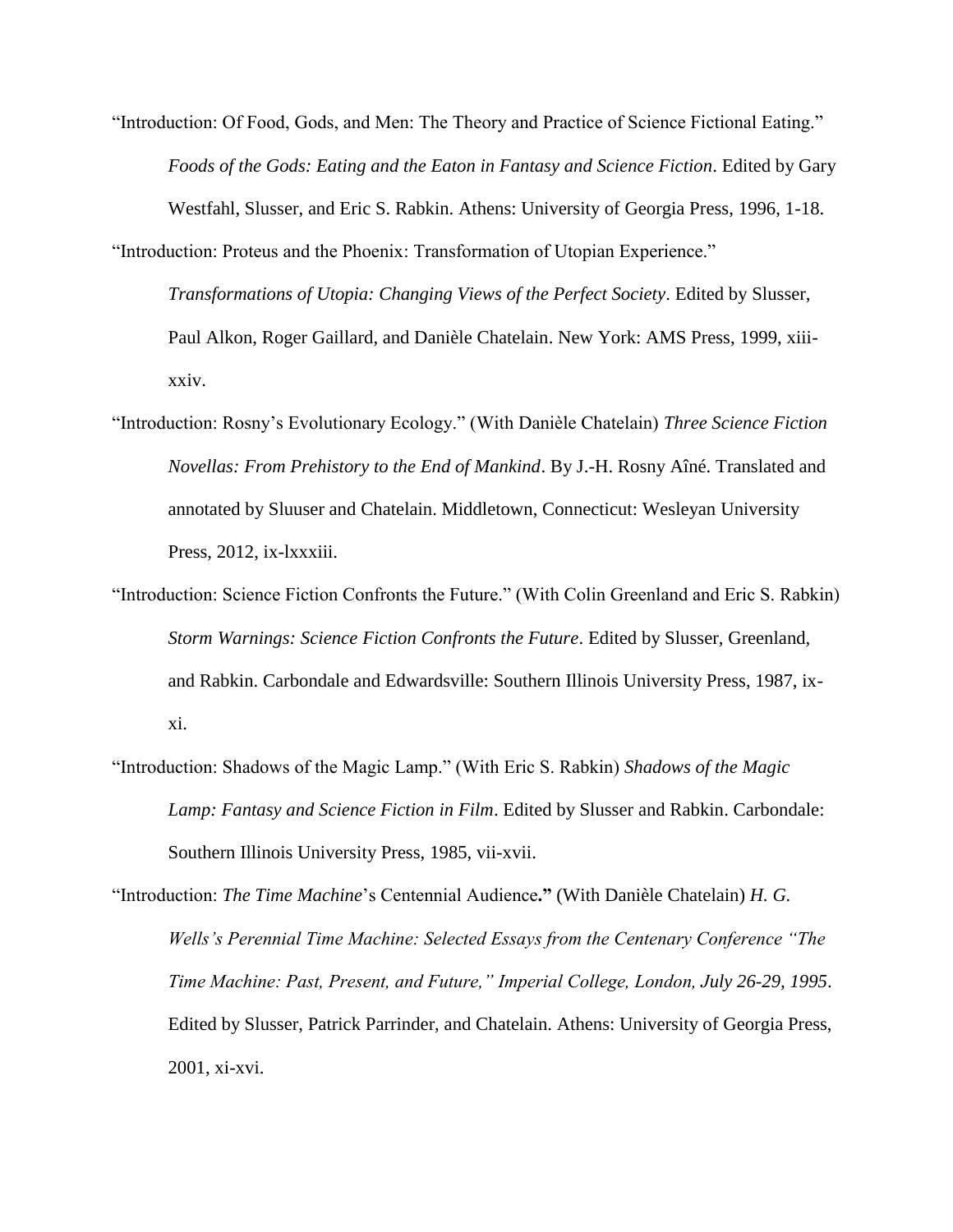"Introduction: Of Food, Gods, and Men: The Theory and Practice of Science Fictional Eating." *Foods of the Gods: Eating and the Eaton in Fantasy and Science Fiction*. Edited by Gary Westfahl, Slusser, and Eric S. Rabkin. Athens: University of Georgia Press, 1996, 1-18.

"Introduction: Proteus and the Phoenix: Transformation of Utopian Experience." *Transformations of Utopia: Changing Views of the Perfect Society*. Edited by Slusser, Paul Alkon, Roger Gaillard, and Danièle Chatelain. New York: AMS Press, 1999, xiii-xxiv.

"Introduction: Rosny's Evolutionary Ecology." (With Danièle Chatelain) *Three Science Fiction Novellas: From Prehistory to the End of Mankind*. By J.-H. Rosny Aîné. Translated and annotated by Sluuser and Chatelain. Middletown, Connecticut: Wesleyan University Press, 2012, ix-lxxxiii.

"Introduction: Science Fiction Confronts the Future." (With Colin Greenland and Eric S. Rabkin) *Storm Warnings: Science Fiction Confronts the Future*. Edited by Slusser, Greenland, and Rabkin. Carbondale and Edwardsville: Southern Illinois University Press, 1987, ix-xi.

"Introduction: Shadows of the Magic Lamp." (With Eric S. Rabkin) *Shadows of the Magic Lamp: Fantasy and Science Fiction in Film*. Edited by Slusser and Rabkin. Carbondale: Southern Illinois University Press, 1985, vii-xvii.

"Introduction: *The Time Machine*'s Centennial Audience**."** (With Danièle Chatelain) *H. G. Wells's Perennial Time Machine: Selected Essays from the Centenary Conference "The Time Machine: Past, Present, and Future," Imperial College, London, July 26-29, 1995*. Edited by Slusser, Patrick Parrinder, and Chatelain. Athens: University of Georgia Press, 2001, xi-xvi.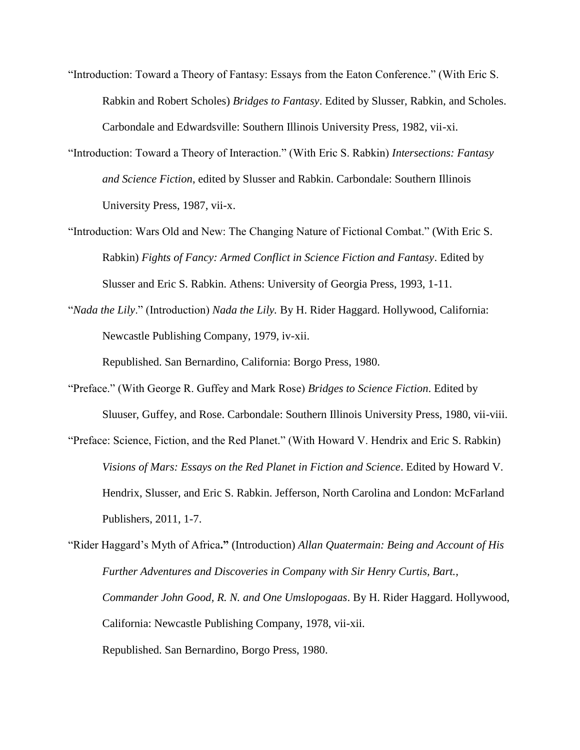"Introduction: Toward a Theory of Fantasy: Essays from the Eaton Conference." (With Eric S. Rabkin and Robert Scholes) *Bridges to Fantasy*. Edited by Slusser, Rabkin, and Scholes. Carbondale and Edwardsville: Southern Illinois University Press, 1982, vii-xi.

"Introduction: Toward a Theory of Interaction." (With Eric S. Rabkin) *Intersections: Fantasy and Science Fiction*, edited by Slusser and Rabkin. Carbondale: Southern Illinois University Press, 1987, vii-x.

"Introduction: Wars Old and New: The Changing Nature of Fictional Combat." (With Eric S. Rabkin) *Fights of Fancy: Armed Conflict in Science Fiction and Fantasy*. Edited by Slusser and Eric S. Rabkin. Athens: University of Georgia Press, 1993, 1-11.

"*Nada the Lily*." (Introduction) *Nada the Lily.* By H. Rider Haggard. Hollywood, California: Newcastle Publishing Company, 1979, iv-xii.

Republished. San Bernardino, California: Borgo Press, 1980.

"Preface." (With George R. Guffey and Mark Rose) *Bridges to Science Fiction.* Edited by Sluuser, Guffey, and Rose. Carbondale: Southern Illinois University Press, 1980, vii-viii.

"Preface: Science, Fiction, and the Red Planet." (With Howard V. Hendrix and Eric S. Rabkin) *Visions of Mars: Essays on the Red Planet in Fiction and Science*. Edited by Howard V. Hendrix, Slusser, and Eric S. Rabkin. Jefferson, North Carolina and London: McFarland Publishers, 2011, 1-7.

"Rider Haggard's Myth of Africa**."** (Introduction) *Allan Quatermain: Being and Account of His Further Adventures and Discoveries in Company with Sir Henry Curtis, Bart., Commander John Good, R. N. and One Umslopogaas*. By H. Rider Haggard. Hollywood, California: Newcastle Publishing Company, 1978, vii-xii.

Republished. San Bernardino, Borgo Press, 1980.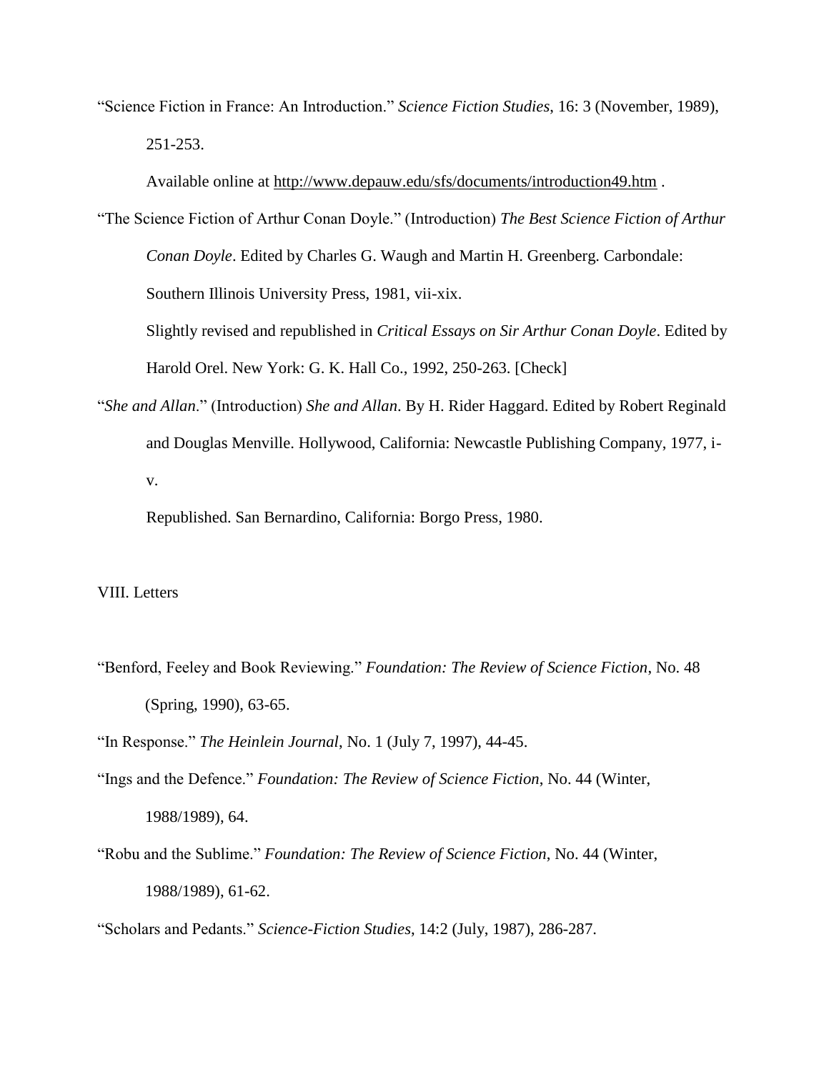"Science Fiction in France: An Introduction." *Science Fiction Studies*, 16: 3 (November, 1989), 251-253.

Available online at http://www.depauw.edu/sfs/documents/introduction49.htm .

"The Science Fiction of Arthur Conan Doyle." (Introduction) *The Best Science Fiction of Arthur Conan Doyle*. Edited by Charles G. Waugh and Martin H. Greenberg. Carbondale: Southern Illinois University Press, 1981, vii-xix.

Slightly revised and republished in *Critical Essays on Sir Arthur Conan Doyle*. Edited by Harold Orel. New York: G. K. Hall Co., 1992, 250-263. [Check]

"*She and Allan*." (Introduction) *She and Allan*. By H. Rider Haggard. Edited by Robert Reginald and Douglas Menville. Hollywood, California: Newcastle Publishing Company, 1977, i-v.

Republished. San Bernardino, California: Borgo Press, 1980.

## VIII. Letters

"Benford, Feeley and Book Reviewing." *Foundation: The Review of Science Fiction*, No. 48 (Spring, 1990), 63-65.

"In Response." *The Heinlein Journal*, No. 1 (July 7, 1997), 44-45.

"Ings and the Defence." *Foundation: The Review of Science Fiction*, No. 44 (Winter, 1988/1989), 64.

"Robu and the Sublime." *Foundation: The Review of Science Fiction*, No. 44 (Winter, 1988/1989), 61-62.

"Scholars and Pedants." *Science-Fiction Studies*, 14:2 (July, 1987), 286-287.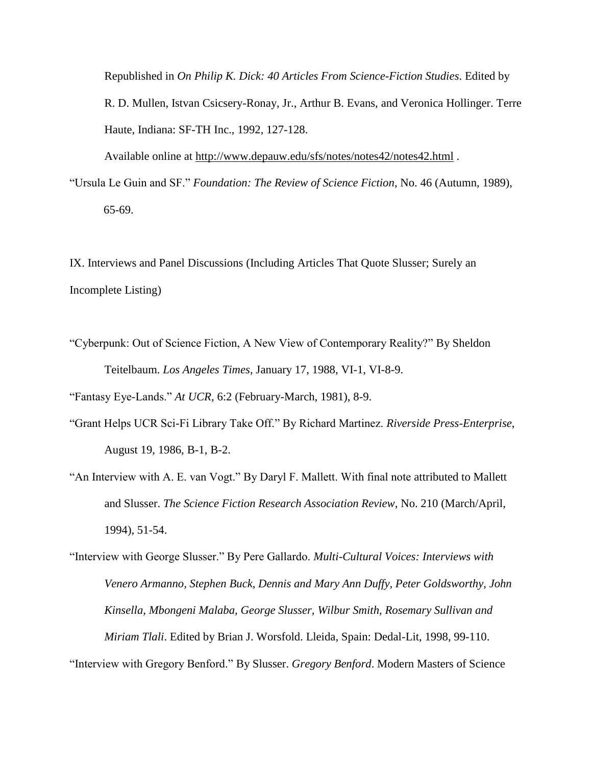Republished in *On Philip K. Dick: 40 Articles From Science-Fiction Studies*. Edited by R. D. Mullen, Istvan Csicsery-Ronay, Jr., Arthur B. Evans, and Veronica Hollinger. Terre Haute, Indiana: SF-TH Inc., 1992, 127-128.

Available online at http://www.depauw.edu/sfs/notes/notes42/notes42.html .

"Ursula Le Guin and SF." *Foundation: The Review of Science Fiction*, No. 46 (Autumn, 1989), 65-69.

IX. Interviews and Panel Discussions (Including Articles That Quote Slusser; Surely an Incomplete Listing)

"Cyberpunk: Out of Science Fiction, A New View of Contemporary Reality?" By Sheldon Teitelbaum. *Los Angeles Times*, January 17, 1988, VI-1, VI-8-9.

"Fantasy Eye-Lands." *At UCR*, 6:2 (February-March, 1981), 8-9.

"Grant Helps UCR Sci-Fi Library Take Off." By Richard Martinez. *Riverside Press-Enterprise*, August 19, 1986, B-1, B-2.

"An Interview with A. E. van Vogt." By Daryl F. Mallett. With final note attributed to Mallett and Slusser. *The Science Fiction Research Association Review*, No. 210 (March/April, 1994), 51-54.

"Interview with George Slusser." By Pere Gallardo. *Multi-Cultural Voices: Interviews with Venero Armanno, Stephen Buck, Dennis and Mary Ann Duffy, Peter Goldsworthy, John Kinsella, Mbongeni Malaba, George Slusser, Wilbur Smith, Rosemary Sullivan and Miriam Tlali*. Edited by Brian J. Worsfold. Lleida, Spain: Dedal-Lit, 1998, 99-110.

"Interview with Gregory Benford." By Slusser. *Gregory Benford*. Modern Masters of Science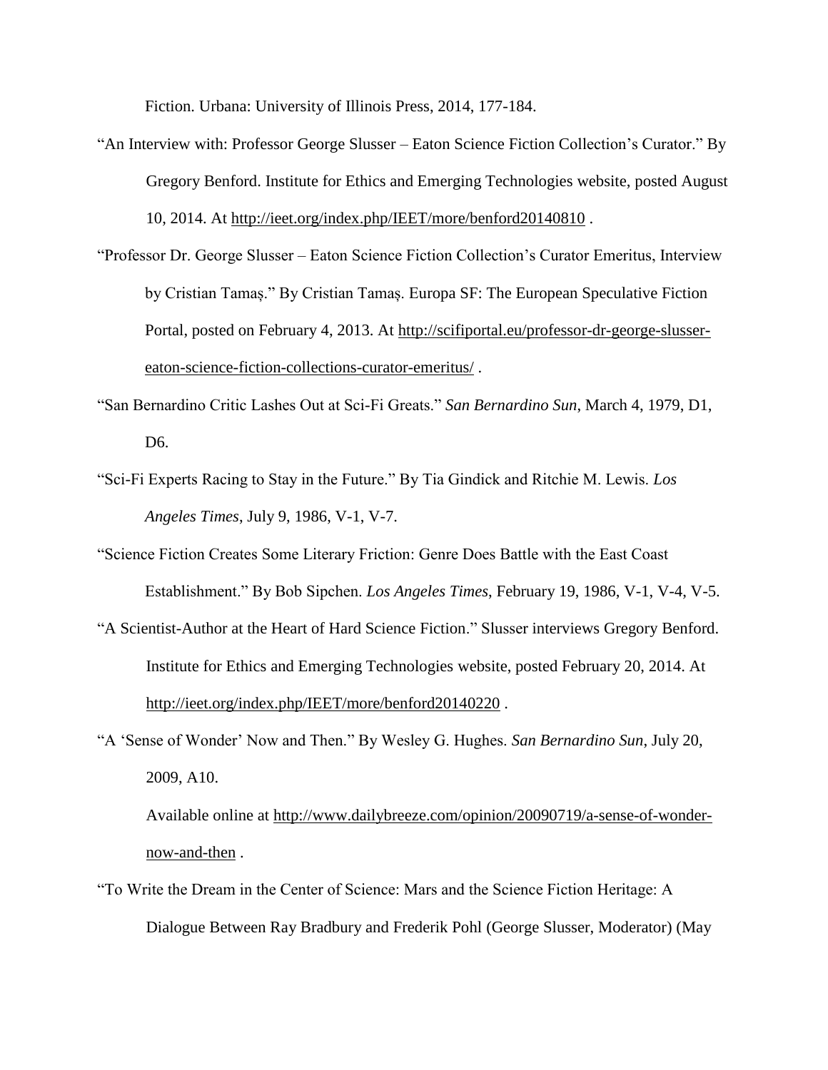Fiction. Urbana: University of Illinois Press, 2014, 177-184.

"An Interview with: Professor George Slusser – Eaton Science Fiction Collection's Curator." By Gregory Benford. Institute for Ethics and Emerging Technologies website, posted August 10, 2014. At http://ieet.org/index.php/IEET/more/benford20140810 .

"Professor Dr. George Slusser – Eaton Science Fiction Collection's Curator Emeritus, Interview by Cristian Tamaș." By Cristian Tamaș. Europa SF: The European Speculative Fiction Portal, posted on February 4, 2013. At http://scifiportal.eu/professor-dr-george-slusser-eaton-science-fiction-collections-curator-emeritus/ .

"San Bernardino Critic Lashes Out at Sci-Fi Greats." *San Bernardino Sun*, March 4, 1979, D1, D6.

"Sci-Fi Experts Racing to Stay in the Future." By Tia Gindick and Ritchie M. Lewis. *Los Angeles Times*, July 9, 1986, V-1, V-7.

"Science Fiction Creates Some Literary Friction: Genre Does Battle with the East Coast Establishment." By Bob Sipchen. *Los Angeles Times*, February 19, 1986, V-1, V-4, V-5.

"A Scientist-Author at the Heart of Hard Science Fiction." Slusser interviews Gregory Benford. Institute for Ethics and Emerging Technologies website, posted February 20, 2014. At http://ieet.org/index.php/IEET/more/benford20140220 .

"A 'Sense of Wonder' Now and Then." By Wesley G. Hughes. *San Bernardino Sun*, July 20, 2009, A10.

Available online at http://www.dailybreeze.com/opinion/20090719/a-sense-of-wonder-now-and-then .

"To Write the Dream in the Center of Science: Mars and the Science Fiction Heritage: A Dialogue Between Ray Bradbury and Frederik Pohl (George Slusser, Moderator) (May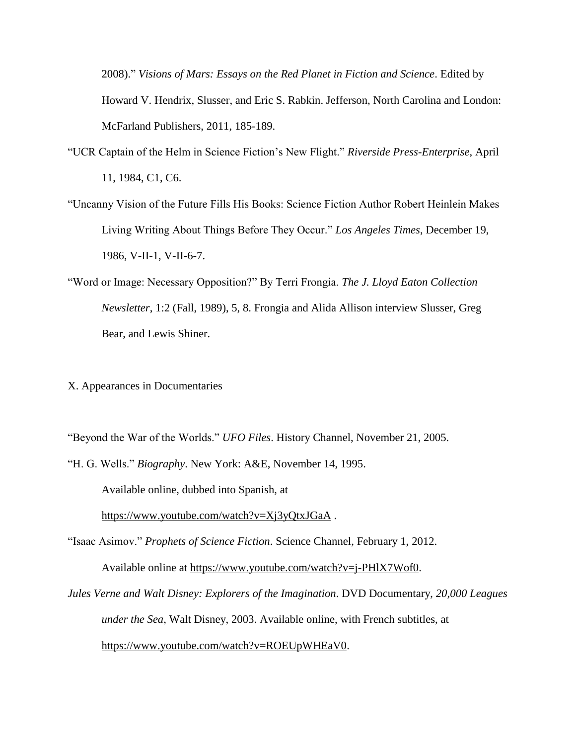2008)." *Visions of Mars: Essays on the Red Planet in Fiction and Science*. Edited by Howard V. Hendrix, Slusser, and Eric S. Rabkin. Jefferson, North Carolina and London: McFarland Publishers, 2011, 185-189.

"UCR Captain of the Helm in Science Fiction's New Flight." *Riverside Press-Enterprise,* April 11, 1984, C1, C6.

"Uncanny Vision of the Future Fills His Books: Science Fiction Author Robert Heinlein Makes Living Writing About Things Before They Occur." *Los Angeles Times*, December 19, 1986, V-II-1, V-II-6-7.

"Word or Image: Necessary Opposition?" By Terri Frongia. *The J. Lloyd Eaton Collection Newsletter*, 1:2 (Fall, 1989), 5, 8. Frongia and Alida Allison interview Slusser, Greg Bear, and Lewis Shiner.

## X. Appearances in Documentaries

"Beyond the War of the Worlds." *UFO Files*. History Channel, November 21, 2005.

"H. G. Wells." *Biography*. New York: A&E, November 14, 1995.
Available online, dubbed into Spanish, at
https://www.youtube.com/watch?v=Xj3yQtxJGaA .

"Isaac Asimov." *Prophets of Science Fiction*. Science Channel, February 1, 2012.
Available online at https://www.youtube.com/watch?v=j-PHlX7Wof0.

*Jules Verne and Walt Disney: Explorers of the Imagination*. DVD Documentary, *20,000 Leagues under the Sea*, Walt Disney, 2003. Available online, with French subtitles, at https://www.youtube.com/watch?v=ROEUpWHEaV0.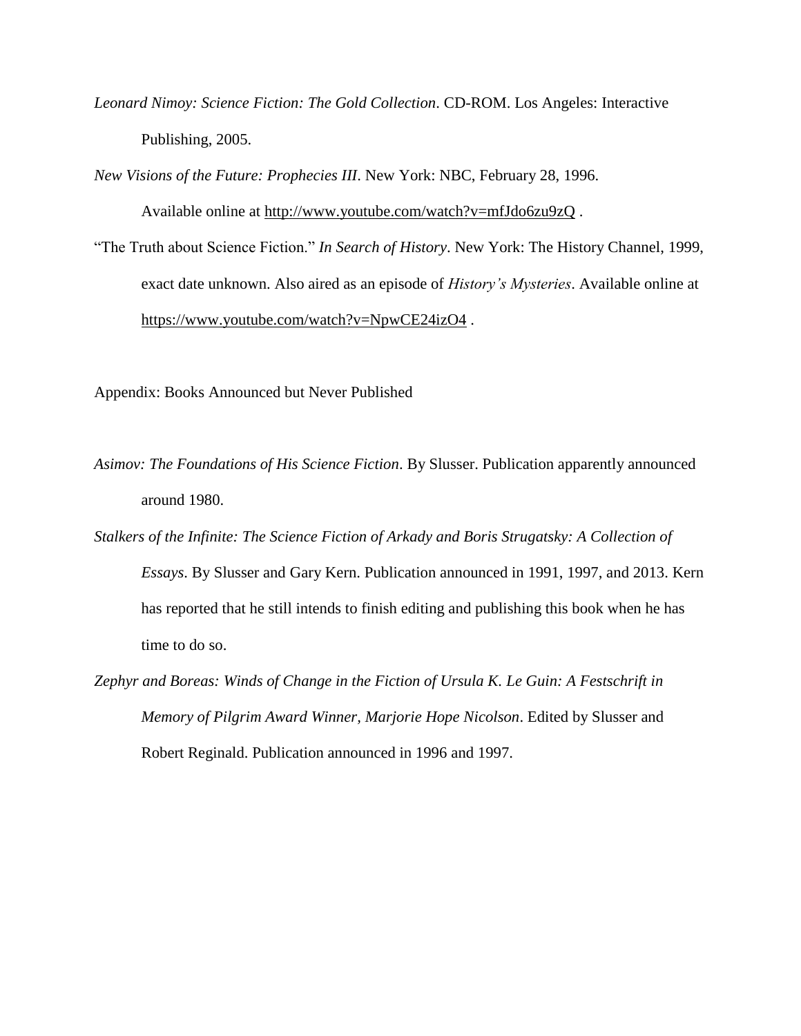*Leonard Nimoy: Science Fiction: The Gold Collection*. CD-ROM. Los Angeles: Interactive Publishing, 2005.

*New Visions of the Future: Prophecies III*. New York: NBC, February 28, 1996. Available online at http://www.youtube.com/watch?v=mfJdo6zu9zQ .

"The Truth about Science Fiction." *In Search of History*. New York: The History Channel, 1999, exact date unknown. Also aired as an episode of *History's Mysteries*. Available online at https://www.youtube.com/watch?v=NpwCE24izO4 .

## Appendix: Books Announced but Never Published

*Asimov: The Foundations of His Science Fiction*. By Slusser. Publication apparently announced around 1980.

*Stalkers of the Infinite: The Science Fiction of Arkady and Boris Strugatsky: A Collection of Essays*. By Slusser and Gary Kern. Publication announced in 1991, 1997, and 2013. Kern has reported that he still intends to finish editing and publishing this book when he has time to do so.

*Zephyr and Boreas: Winds of Change in the Fiction of Ursula K. Le Guin: A Festschrift in Memory of Pilgrim Award Winner, Marjorie Hope Nicolson*. Edited by Slusser and Robert Reginald. Publication announced in 1996 and 1997.